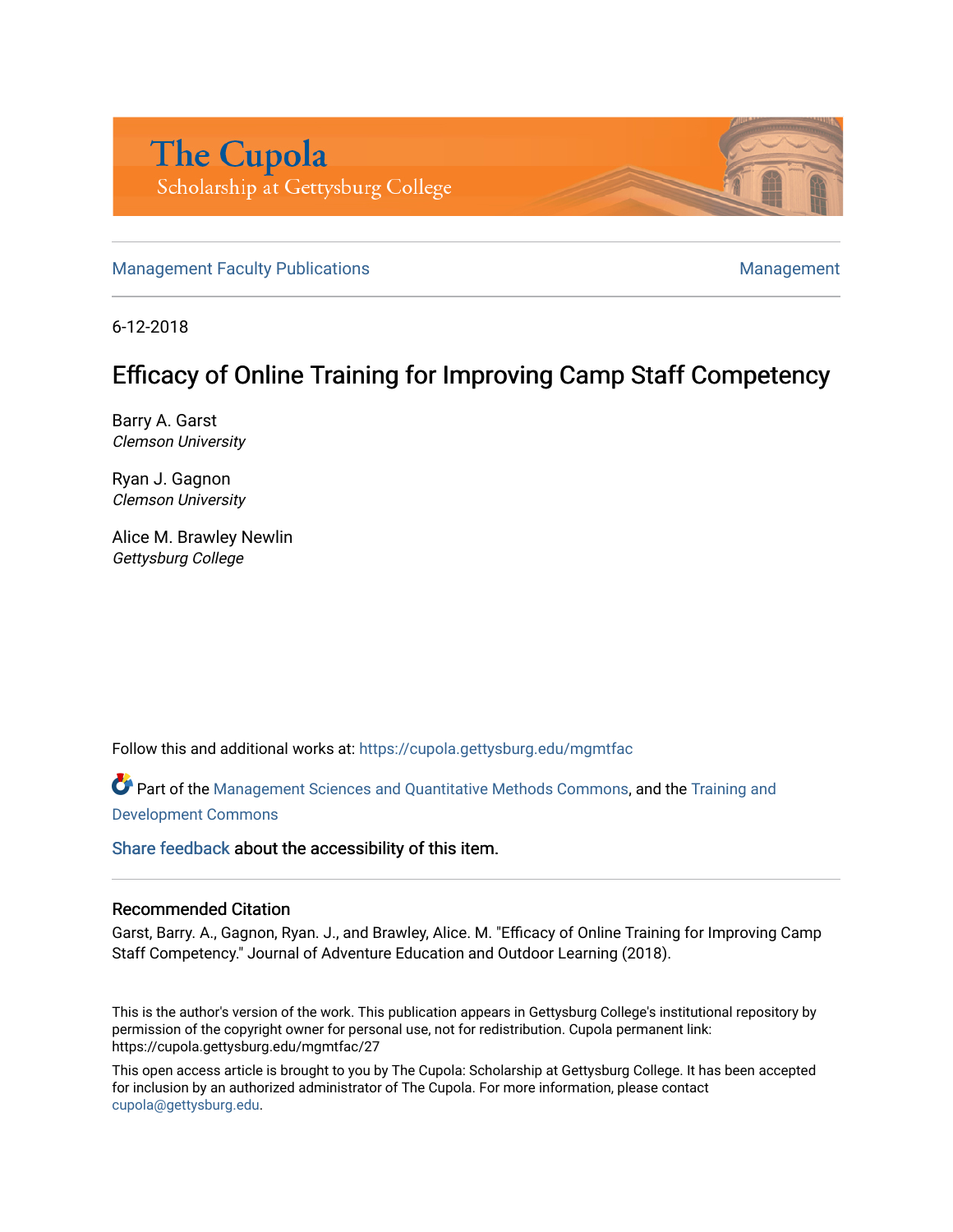The Cupola
Scholarship at Gettysburg College

Management Faculty Publications | Management

6-12-2018

# Efficacy of Online Training for Improving Camp Staff Competency

Barry A. Garst
*Clemson University*

Ryan J. Gagnon
*Clemson University*

Alice M. Brawley Newlin
*Gettysburg College*

Follow this and additional works at: https://cupola.gettysburg.edu/mgmtfac

Part of the Management Sciences and Quantitative Methods Commons, and the Training and Development Commons

Share feedback about the accessibility of this item.

## Recommended Citation

Garst, Barry. A., Gagnon, Ryan. J., and Brawley, Alice. M. "Efficacy of Online Training for Improving Camp Staff Competency." Journal of Adventure Education and Outdoor Learning (2018).

This is the author's version of the work. This publication appears in Gettysburg College's institutional repository by permission of the copyright owner for personal use, not for redistribution. Cupola permanent link: https://cupola.gettysburg.edu/mgmtfac/27

This open access article is brought to you by The Cupola: Scholarship at Gettysburg College. It has been accepted for inclusion by an authorized administrator of The Cupola. For more information, please contact cupola@gettysburg.edu.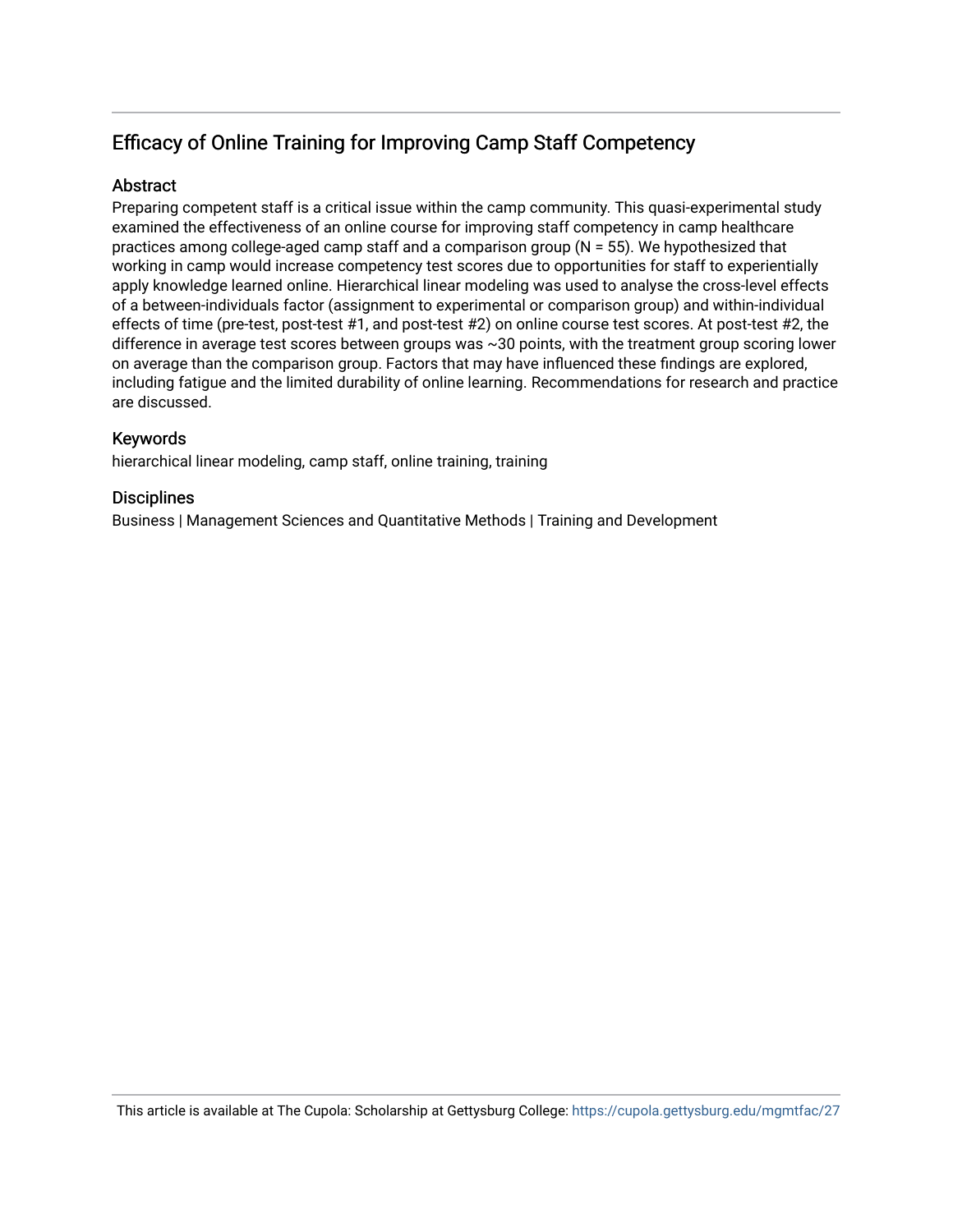# Efficacy of Online Training for Improving Camp Staff Competency

## Abstract

Preparing competent staff is a critical issue within the camp community. This quasi-experimental study examined the effectiveness of an online course for improving staff competency in camp healthcare practices among college-aged camp staff and a comparison group (N = 55). We hypothesized that working in camp would increase competency test scores due to opportunities for staff to experientially apply knowledge learned online. Hierarchical linear modeling was used to analyse the cross-level effects of a between-individuals factor (assignment to experimental or comparison group) and within-individual effects of time (pre-test, post-test #1, and post-test #2) on online course test scores. At post-test #2, the difference in average test scores between groups was ~30 points, with the treatment group scoring lower on average than the comparison group. Factors that may have influenced these findings are explored, including fatigue and the limited durability of online learning. Recommendations for research and practice are discussed.

## Keywords

hierarchical linear modeling, camp staff, online training, training

## Disciplines

Business | Management Sciences and Quantitative Methods | Training and Development

This article is available at The Cupola: Scholarship at Gettysburg College: https://cupola.gettysburg.edu/mgmtfac/27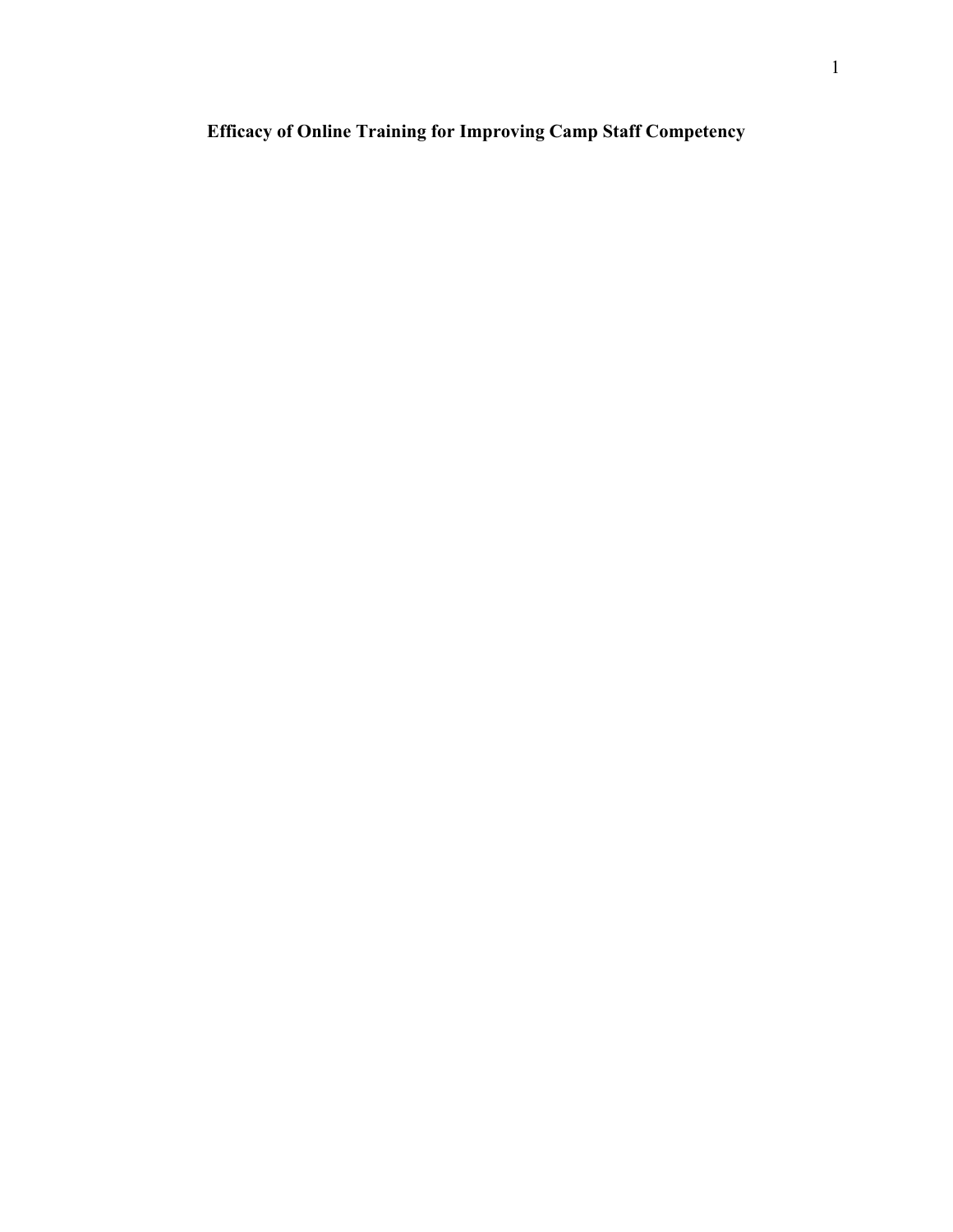# Efficacy of Online Training for Improving Camp Staff Competency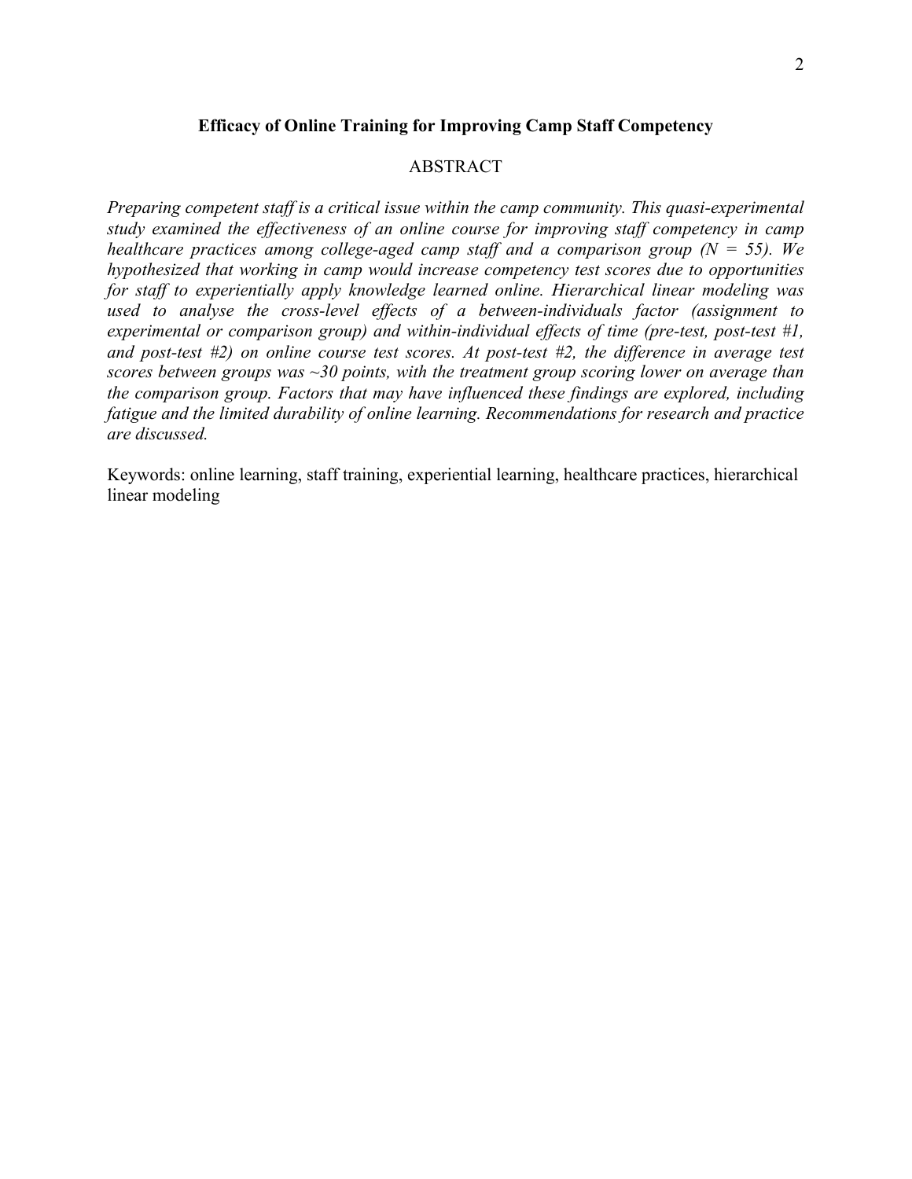**Efficacy of Online Training for Improving Camp Staff Competency**

ABSTRACT

*Preparing competent staff is a critical issue within the camp community. This quasi-experimental study examined the effectiveness of an online course for improving staff competency in camp healthcare practices among college-aged camp staff and a comparison group (N = 55). We hypothesized that working in camp would increase competency test scores due to opportunities for staff to experientially apply knowledge learned online. Hierarchical linear modeling was used to analyse the cross-level effects of a between-individuals factor (assignment to experimental or comparison group) and within-individual effects of time (pre-test, post-test #1, and post-test #2) on online course test scores. At post-test #2, the difference in average test scores between groups was ~30 points, with the treatment group scoring lower on average than the comparison group. Factors that may have influenced these findings are explored, including fatigue and the limited durability of online learning. Recommendations for research and practice are discussed.*

Keywords: online learning, staff training, experiential learning, healthcare practices, hierarchical linear modeling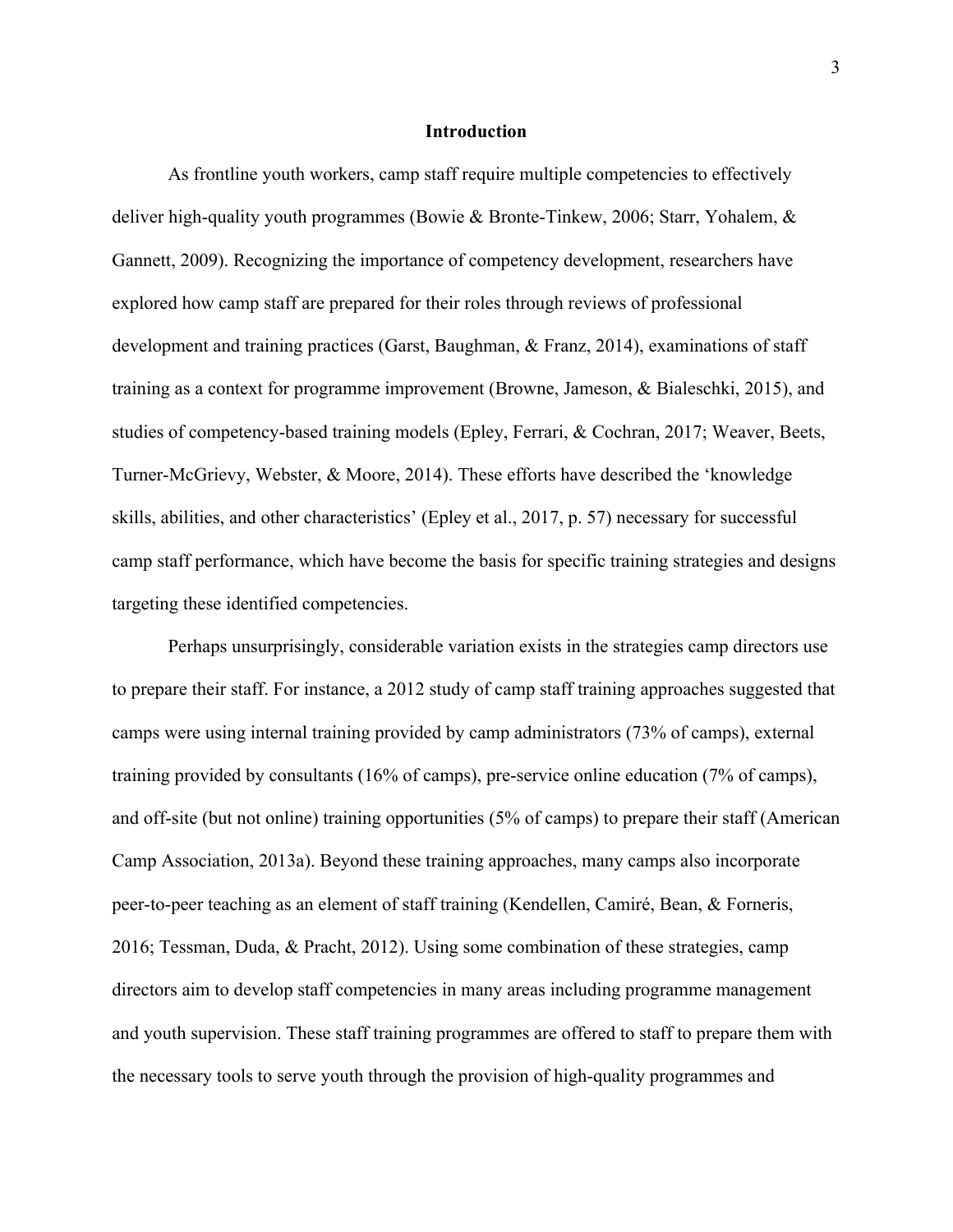# Introduction

As frontline youth workers, camp staff require multiple competencies to effectively deliver high-quality youth programmes (Bowie & Bronte-Tinkew, 2006; Starr, Yohalem, & Gannett, 2009). Recognizing the importance of competency development, researchers have explored how camp staff are prepared for their roles through reviews of professional development and training practices (Garst, Baughman, & Franz, 2014), examinations of staff training as a context for programme improvement (Browne, Jameson, & Bialeschki, 2015), and studies of competency-based training models (Epley, Ferrari, & Cochran, 2017; Weaver, Beets, Turner-McGrievy, Webster, & Moore, 2014). These efforts have described the 'knowledge skills, abilities, and other characteristics' (Epley et al., 2017, p. 57) necessary for successful camp staff performance, which have become the basis for specific training strategies and designs targeting these identified competencies.

Perhaps unsurprisingly, considerable variation exists in the strategies camp directors use to prepare their staff. For instance, a 2012 study of camp staff training approaches suggested that camps were using internal training provided by camp administrators (73% of camps), external training provided by consultants (16% of camps), pre-service online education (7% of camps), and off-site (but not online) training opportunities (5% of camps) to prepare their staff (American Camp Association, 2013a). Beyond these training approaches, many camps also incorporate peer-to-peer teaching as an element of staff training (Kendellen, Camiré, Bean, & Forneris, 2016; Tessman, Duda, & Pracht, 2012). Using some combination of these strategies, camp directors aim to develop staff competencies in many areas including programme management and youth supervision. These staff training programmes are offered to staff to prepare them with the necessary tools to serve youth through the provision of high-quality programmes and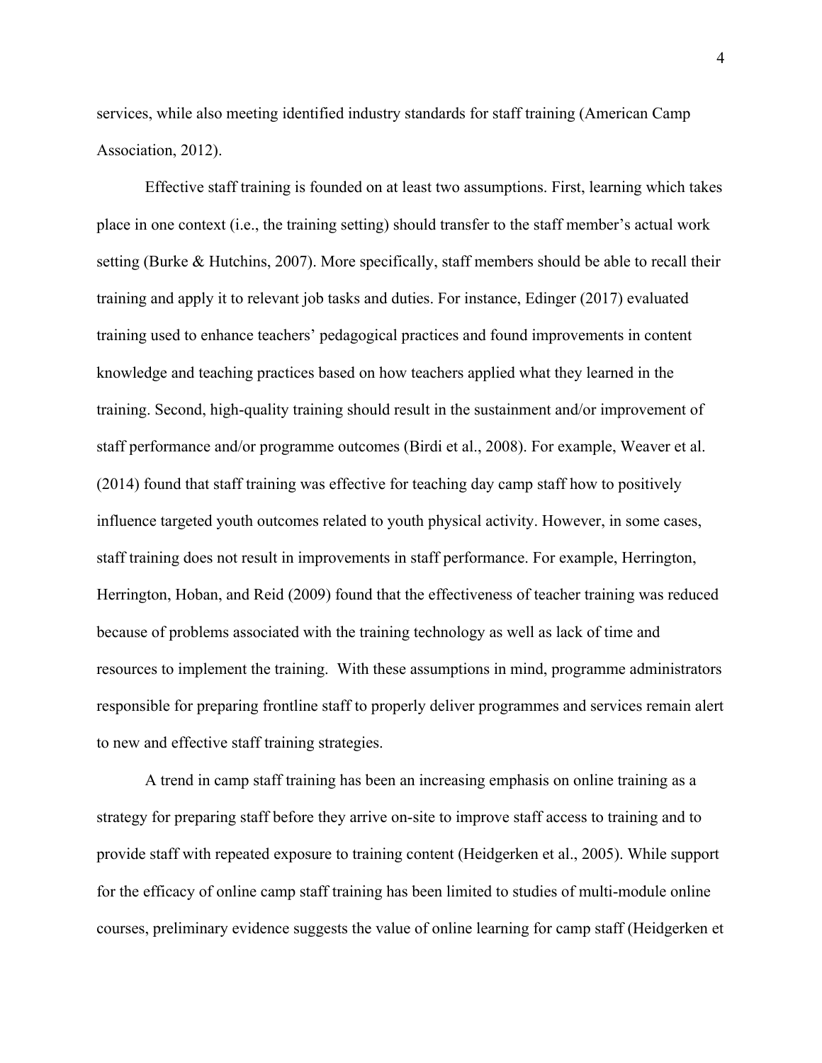services, while also meeting identified industry standards for staff training (American Camp Association, 2012).

Effective staff training is founded on at least two assumptions. First, learning which takes place in one context (i.e., the training setting) should transfer to the staff member's actual work setting (Burke & Hutchins, 2007). More specifically, staff members should be able to recall their training and apply it to relevant job tasks and duties. For instance, Edinger (2017) evaluated training used to enhance teachers' pedagogical practices and found improvements in content knowledge and teaching practices based on how teachers applied what they learned in the training. Second, high-quality training should result in the sustainment and/or improvement of staff performance and/or programme outcomes (Birdi et al., 2008). For example, Weaver et al. (2014) found that staff training was effective for teaching day camp staff how to positively influence targeted youth outcomes related to youth physical activity. However, in some cases, staff training does not result in improvements in staff performance. For example, Herrington, Herrington, Hoban, and Reid (2009) found that the effectiveness of teacher training was reduced because of problems associated with the training technology as well as lack of time and resources to implement the training. With these assumptions in mind, programme administrators responsible for preparing frontline staff to properly deliver programmes and services remain alert to new and effective staff training strategies.

A trend in camp staff training has been an increasing emphasis on online training as a strategy for preparing staff before they arrive on-site to improve staff access to training and to provide staff with repeated exposure to training content (Heidgerken et al., 2005). While support for the efficacy of online camp staff training has been limited to studies of multi-module online courses, preliminary evidence suggests the value of online learning for camp staff (Heidgerken et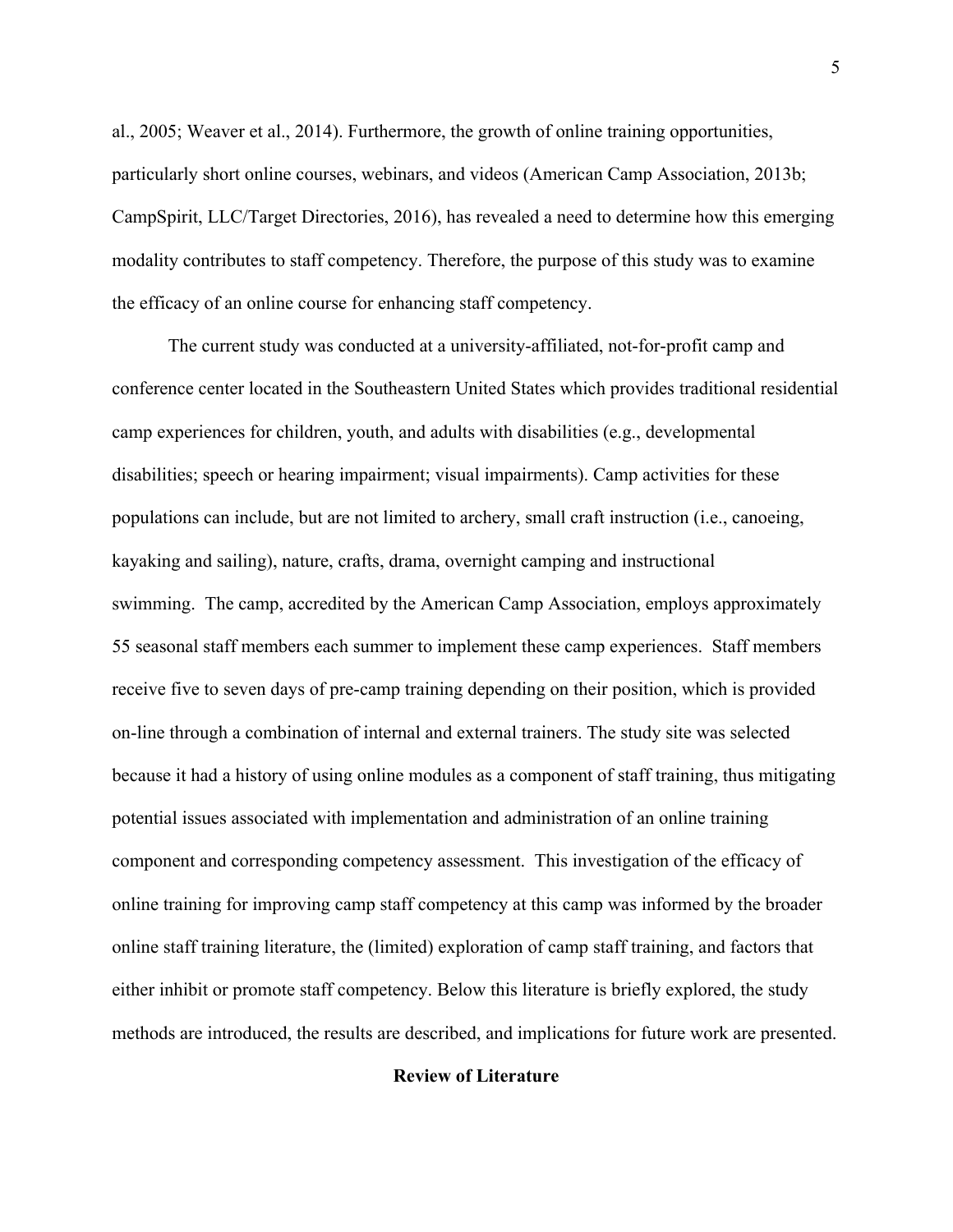al., 2005; Weaver et al., 2014). Furthermore, the growth of online training opportunities, particularly short online courses, webinars, and videos (American Camp Association, 2013b; CampSpirit, LLC/Target Directories, 2016), has revealed a need to determine how this emerging modality contributes to staff competency. Therefore, the purpose of this study was to examine the efficacy of an online course for enhancing staff competency.

The current study was conducted at a university-affiliated, not-for-profit camp and conference center located in the Southeastern United States which provides traditional residential camp experiences for children, youth, and adults with disabilities (e.g., developmental disabilities; speech or hearing impairment; visual impairments). Camp activities for these populations can include, but are not limited to archery, small craft instruction (i.e., canoeing, kayaking and sailing), nature, crafts, drama, overnight camping and instructional swimming. The camp, accredited by the American Camp Association, employs approximately 55 seasonal staff members each summer to implement these camp experiences. Staff members receive five to seven days of pre-camp training depending on their position, which is provided on-line through a combination of internal and external trainers. The study site was selected because it had a history of using online modules as a component of staff training, thus mitigating potential issues associated with implementation and administration of an online training component and corresponding competency assessment. This investigation of the efficacy of online training for improving camp staff competency at this camp was informed by the broader online staff training literature, the (limited) exploration of camp staff training, and factors that either inhibit or promote staff competency. Below this literature is briefly explored, the study methods are introduced, the results are described, and implications for future work are presented.

## Review of Literature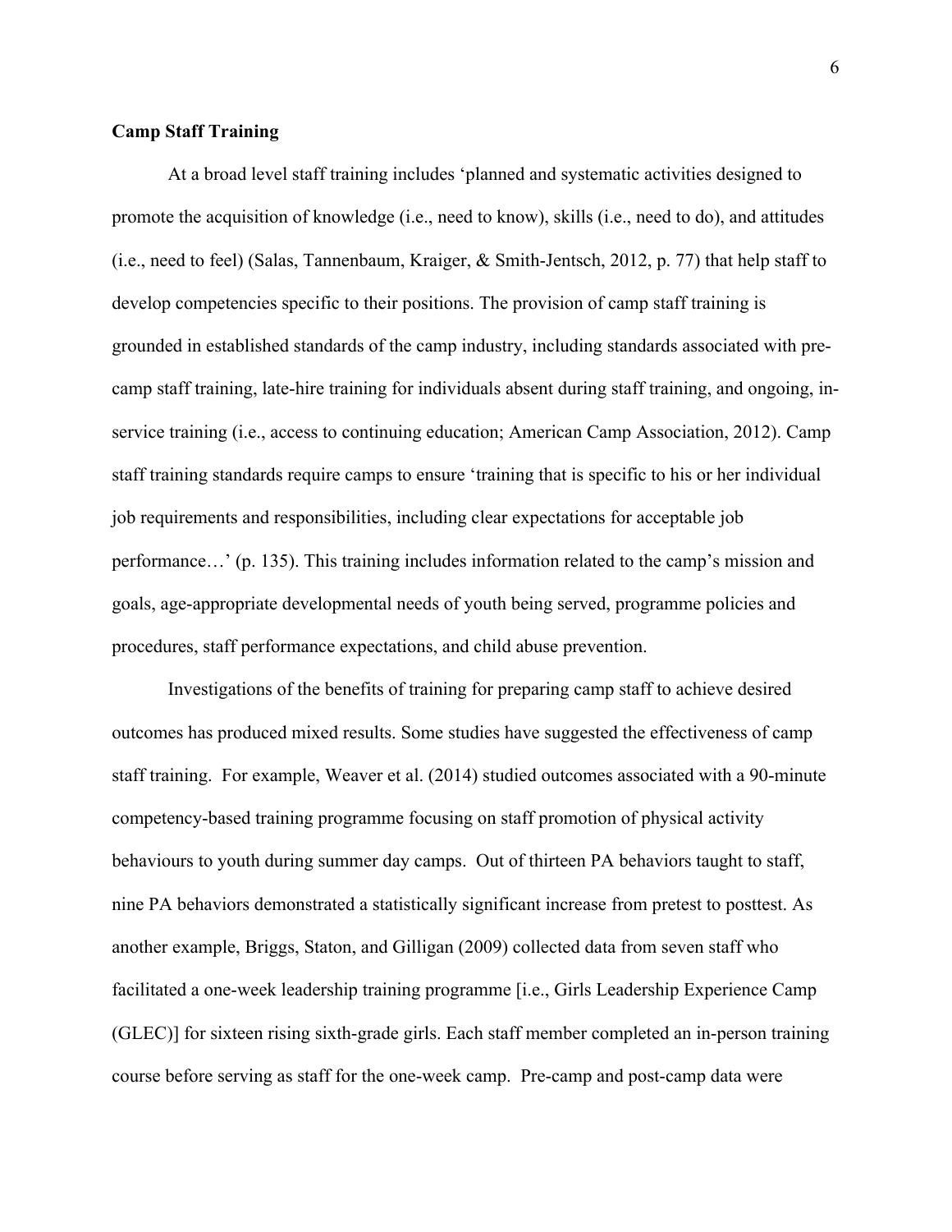**Camp Staff Training**

At a broad level staff training includes 'planned and systematic activities designed to promote the acquisition of knowledge (i.e., need to know), skills (i.e., need to do), and attitudes (i.e., need to feel) (Salas, Tannenbaum, Kraiger, & Smith-Jentsch, 2012, p. 77) that help staff to develop competencies specific to their positions. The provision of camp staff training is grounded in established standards of the camp industry, including standards associated with pre-camp staff training, late-hire training for individuals absent during staff training, and ongoing, in-service training (i.e., access to continuing education; American Camp Association, 2012). Camp staff training standards require camps to ensure 'training that is specific to his or her individual job requirements and responsibilities, including clear expectations for acceptable job performance…' (p. 135). This training includes information related to the camp's mission and goals, age-appropriate developmental needs of youth being served, programme policies and procedures, staff performance expectations, and child abuse prevention.

Investigations of the benefits of training for preparing camp staff to achieve desired outcomes has produced mixed results. Some studies have suggested the effectiveness of camp staff training. For example, Weaver et al. (2014) studied outcomes associated with a 90-minute competency-based training programme focusing on staff promotion of physical activity behaviours to youth during summer day camps. Out of thirteen PA behaviors taught to staff, nine PA behaviors demonstrated a statistically significant increase from pretest to posttest. As another example, Briggs, Staton, and Gilligan (2009) collected data from seven staff who facilitated a one-week leadership training programme [i.e., Girls Leadership Experience Camp (GLEC)] for sixteen rising sixth-grade girls. Each staff member completed an in-person training course before serving as staff for the one-week camp. Pre-camp and post-camp data were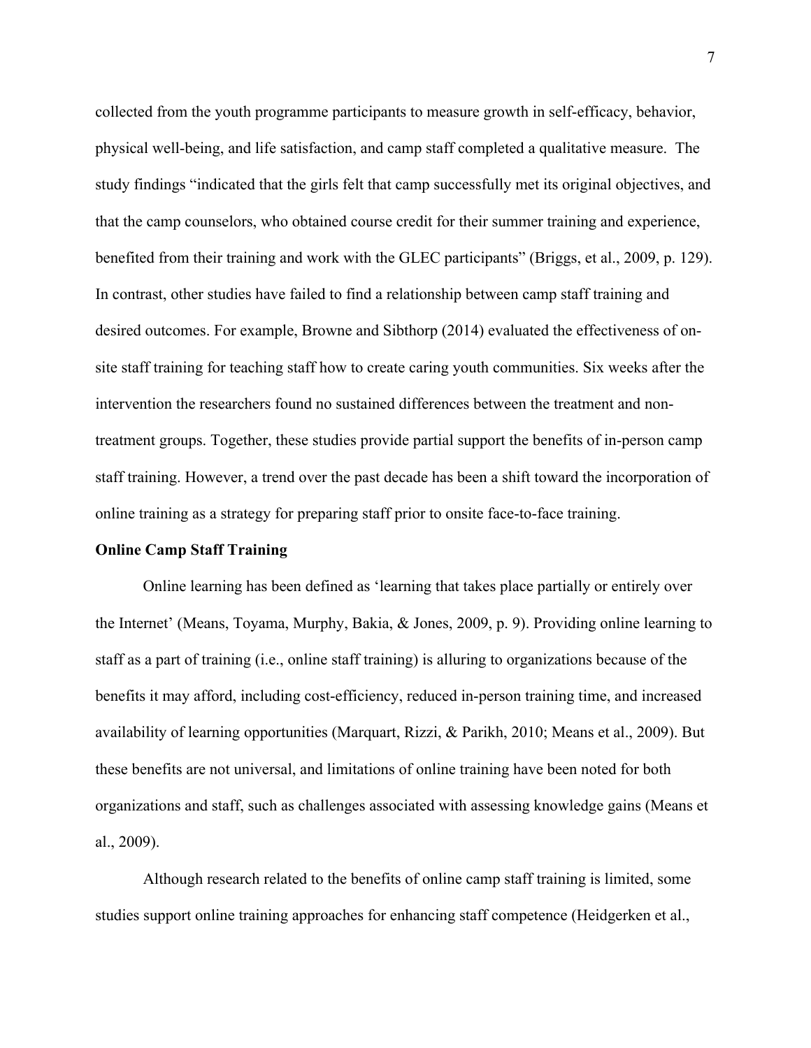collected from the youth programme participants to measure growth in self-efficacy, behavior, physical well-being, and life satisfaction, and camp staff completed a qualitative measure. The study findings "indicated that the girls felt that camp successfully met its original objectives, and that the camp counselors, who obtained course credit for their summer training and experience, benefited from their training and work with the GLEC participants" (Briggs, et al., 2009, p. 129). In contrast, other studies have failed to find a relationship between camp staff training and desired outcomes. For example, Browne and Sibthorp (2014) evaluated the effectiveness of on-site staff training for teaching staff how to create caring youth communities. Six weeks after the intervention the researchers found no sustained differences between the treatment and non-treatment groups. Together, these studies provide partial support the benefits of in-person camp staff training. However, a trend over the past decade has been a shift toward the incorporation of online training as a strategy for preparing staff prior to onsite face-to-face training.

**Online Camp Staff Training**

Online learning has been defined as 'learning that takes place partially or entirely over the Internet' (Means, Toyama, Murphy, Bakia, & Jones, 2009, p. 9). Providing online learning to staff as a part of training (i.e., online staff training) is alluring to organizations because of the benefits it may afford, including cost-efficiency, reduced in-person training time, and increased availability of learning opportunities (Marquart, Rizzi, & Parikh, 2010; Means et al., 2009). But these benefits are not universal, and limitations of online training have been noted for both organizations and staff, such as challenges associated with assessing knowledge gains (Means et al., 2009).

Although research related to the benefits of online camp staff training is limited, some studies support online training approaches for enhancing staff competence (Heidgerken et al.,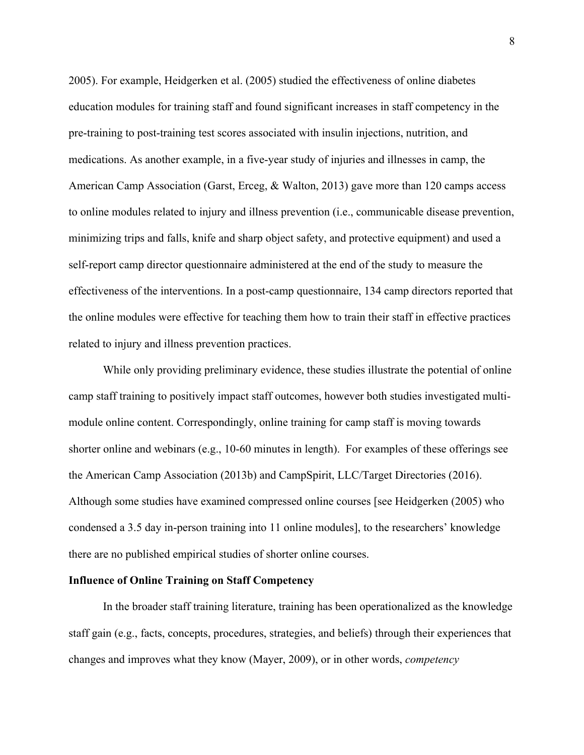2005). For example, Heidgerken et al. (2005) studied the effectiveness of online diabetes education modules for training staff and found significant increases in staff competency in the pre-training to post-training test scores associated with insulin injections, nutrition, and medications. As another example, in a five-year study of injuries and illnesses in camp, the American Camp Association (Garst, Erceg, & Walton, 2013) gave more than 120 camps access to online modules related to injury and illness prevention (i.e., communicable disease prevention, minimizing trips and falls, knife and sharp object safety, and protective equipment) and used a self-report camp director questionnaire administered at the end of the study to measure the effectiveness of the interventions. In a post-camp questionnaire, 134 camp directors reported that the online modules were effective for teaching them how to train their staff in effective practices related to injury and illness prevention practices.

While only providing preliminary evidence, these studies illustrate the potential of online camp staff training to positively impact staff outcomes, however both studies investigated multi-module online content. Correspondingly, online training for camp staff is moving towards shorter online and webinars (e.g., 10-60 minutes in length). For examples of these offerings see the American Camp Association (2013b) and CampSpirit, LLC/Target Directories (2016). Although some studies have examined compressed online courses [see Heidgerken (2005) who condensed a 3.5 day in-person training into 11 online modules], to the researchers' knowledge there are no published empirical studies of shorter online courses.

**Influence of Online Training on Staff Competency**

In the broader staff training literature, training has been operationalized as the knowledge staff gain (e.g., facts, concepts, procedures, strategies, and beliefs) through their experiences that changes and improves what they know (Mayer, 2009), or in other words, *competency*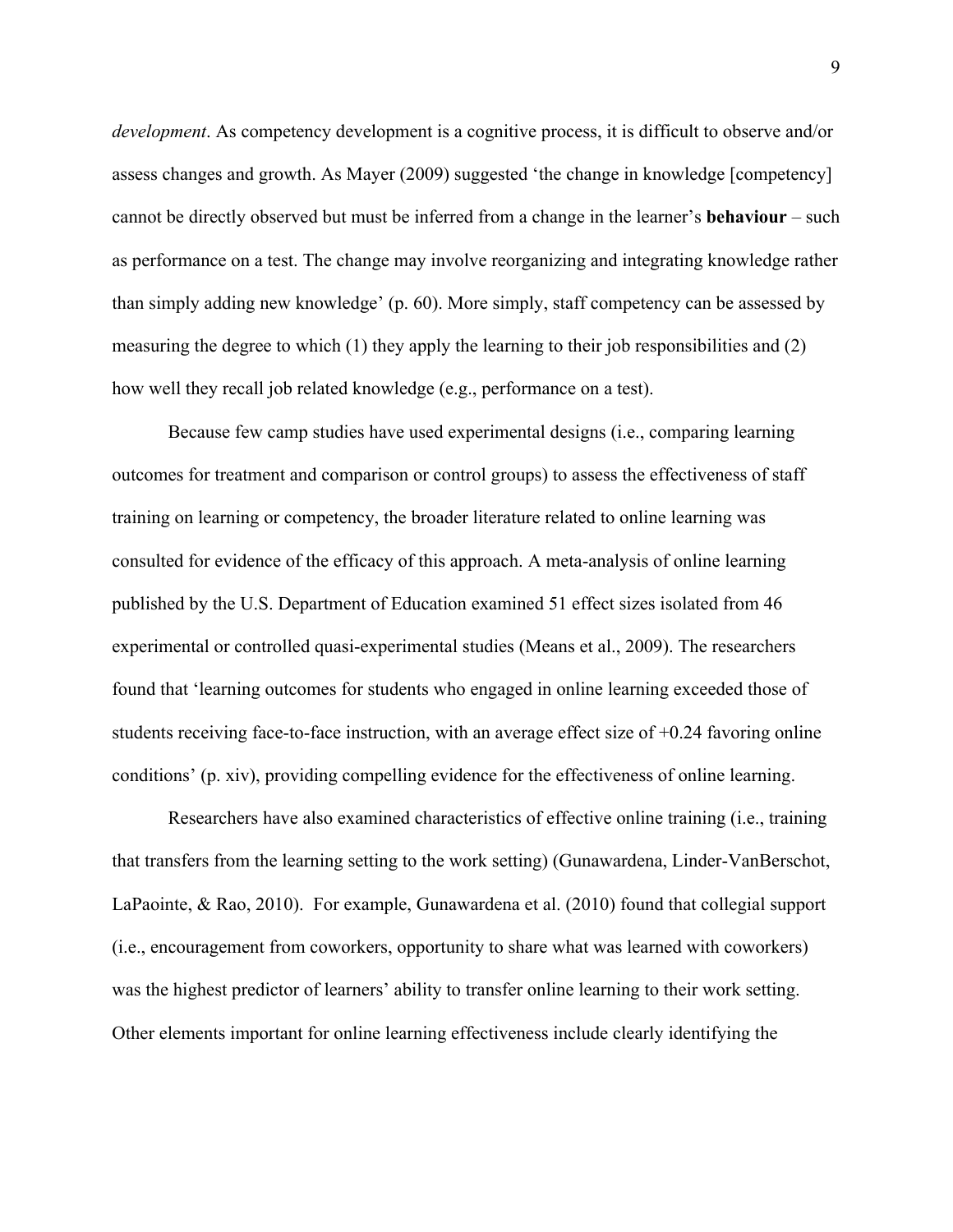*development*. As competency development is a cognitive process, it is difficult to observe and/or assess changes and growth. As Mayer (2009) suggested 'the change in knowledge [competency] cannot be directly observed but must be inferred from a change in the learner's **behaviour** – such as performance on a test. The change may involve reorganizing and integrating knowledge rather than simply adding new knowledge' (p. 60). More simply, staff competency can be assessed by measuring the degree to which (1) they apply the learning to their job responsibilities and (2) how well they recall job related knowledge (e.g., performance on a test).

Because few camp studies have used experimental designs (i.e., comparing learning outcomes for treatment and comparison or control groups) to assess the effectiveness of staff training on learning or competency, the broader literature related to online learning was consulted for evidence of the efficacy of this approach. A meta-analysis of online learning published by the U.S. Department of Education examined 51 effect sizes isolated from 46 experimental or controlled quasi-experimental studies (Means et al., 2009). The researchers found that 'learning outcomes for students who engaged in online learning exceeded those of students receiving face-to-face instruction, with an average effect size of +0.24 favoring online conditions' (p. xiv), providing compelling evidence for the effectiveness of online learning.

Researchers have also examined characteristics of effective online training (i.e., training that transfers from the learning setting to the work setting) (Gunawardena, Linder-VanBerschot, LaPaointe, & Rao, 2010). For example, Gunawardena et al. (2010) found that collegial support (i.e., encouragement from coworkers, opportunity to share what was learned with coworkers) was the highest predictor of learners' ability to transfer online learning to their work setting. Other elements important for online learning effectiveness include clearly identifying the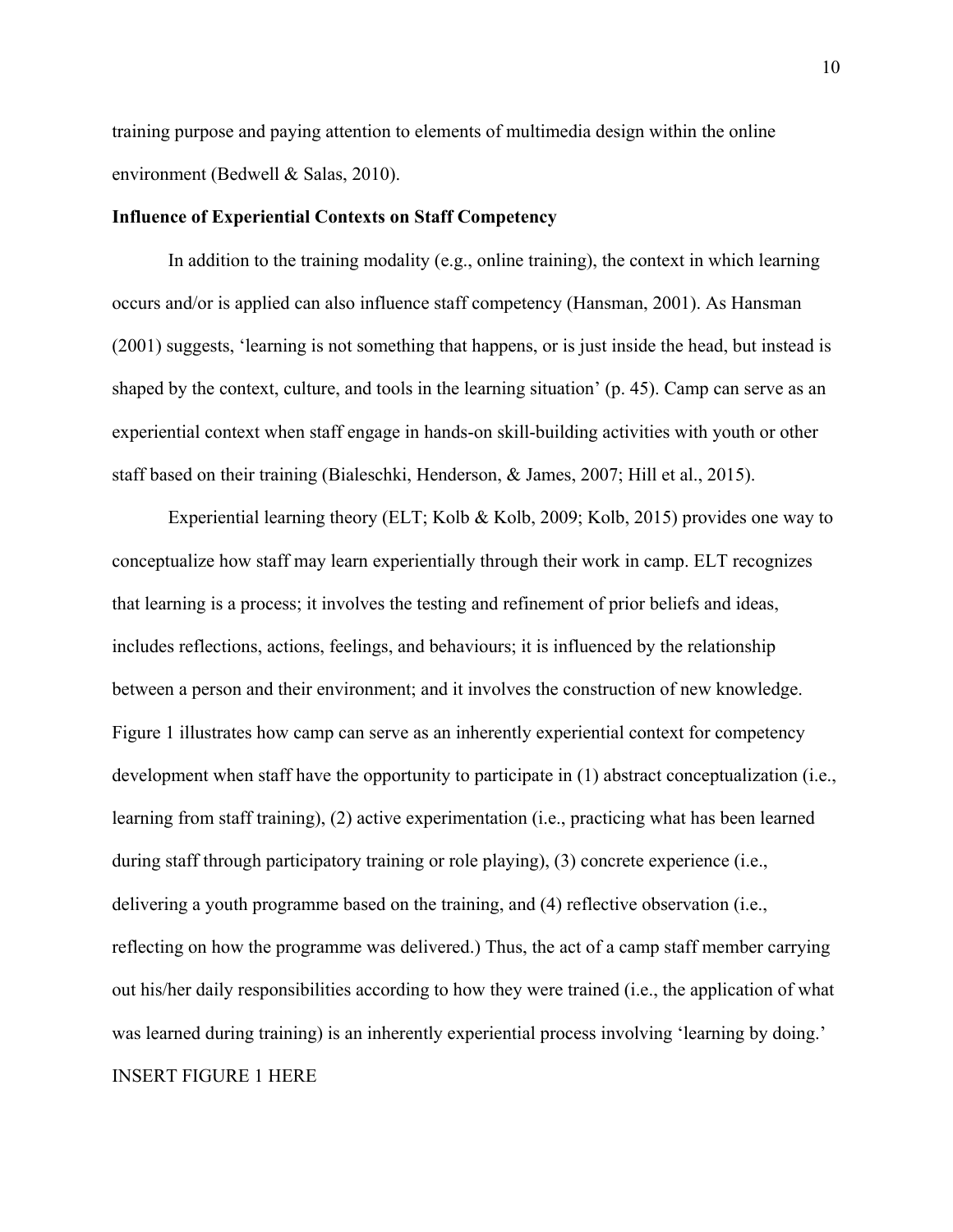training purpose and paying attention to elements of multimedia design within the online environment (Bedwell & Salas, 2010).

**Influence of Experiential Contexts on Staff Competency**

In addition to the training modality (e.g., online training), the context in which learning occurs and/or is applied can also influence staff competency (Hansman, 2001). As Hansman (2001) suggests, 'learning is not something that happens, or is just inside the head, but instead is shaped by the context, culture, and tools in the learning situation' (p. 45). Camp can serve as an experiential context when staff engage in hands-on skill-building activities with youth or other staff based on their training (Bialeschki, Henderson, & James, 2007; Hill et al., 2015).

Experiential learning theory (ELT; Kolb & Kolb, 2009; Kolb, 2015) provides one way to conceptualize how staff may learn experientially through their work in camp. ELT recognizes that learning is a process; it involves the testing and refinement of prior beliefs and ideas, includes reflections, actions, feelings, and behaviours; it is influenced by the relationship between a person and their environment; and it involves the construction of new knowledge. Figure 1 illustrates how camp can serve as an inherently experiential context for competency development when staff have the opportunity to participate in (1) abstract conceptualization (i.e., learning from staff training), (2) active experimentation (i.e., practicing what has been learned during staff through participatory training or role playing), (3) concrete experience (i.e., delivering a youth programme based on the training, and (4) reflective observation (i.e., reflecting on how the programme was delivered.) Thus, the act of a camp staff member carrying out his/her daily responsibilities according to how they were trained (i.e., the application of what was learned during training) is an inherently experiential process involving 'learning by doing.'

INSERT FIGURE 1 HERE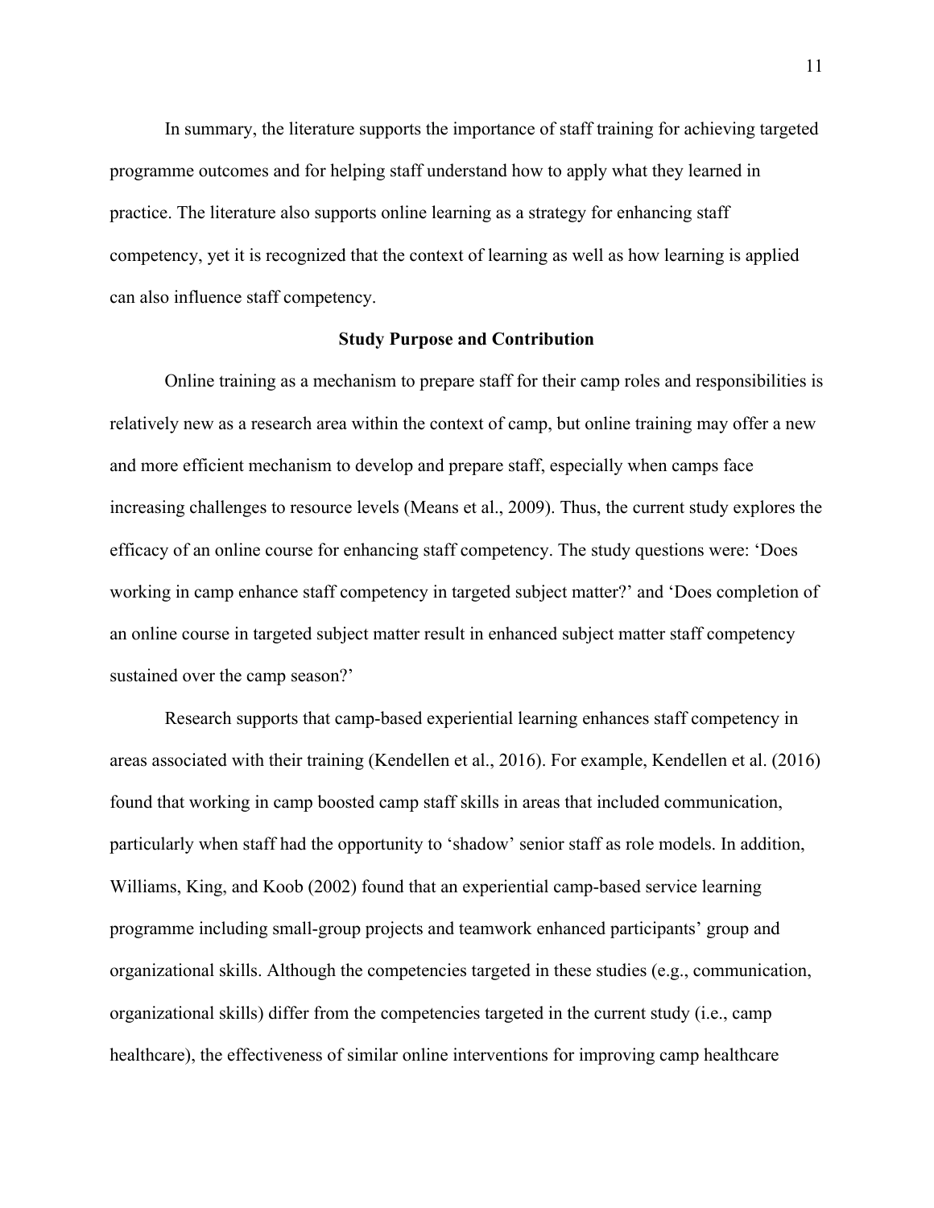In summary, the literature supports the importance of staff training for achieving targeted programme outcomes and for helping staff understand how to apply what they learned in practice. The literature also supports online learning as a strategy for enhancing staff competency, yet it is recognized that the context of learning as well as how learning is applied can also influence staff competency.

## Study Purpose and Contribution

Online training as a mechanism to prepare staff for their camp roles and responsibilities is relatively new as a research area within the context of camp, but online training may offer a new and more efficient mechanism to develop and prepare staff, especially when camps face increasing challenges to resource levels (Means et al., 2009). Thus, the current study explores the efficacy of an online course for enhancing staff competency. The study questions were: 'Does working in camp enhance staff competency in targeted subject matter?' and 'Does completion of an online course in targeted subject matter result in enhanced subject matter staff competency sustained over the camp season?'

Research supports that camp-based experiential learning enhances staff competency in areas associated with their training (Kendellen et al., 2016). For example, Kendellen et al. (2016) found that working in camp boosted camp staff skills in areas that included communication, particularly when staff had the opportunity to 'shadow' senior staff as role models. In addition, Williams, King, and Koob (2002) found that an experiential camp-based service learning programme including small-group projects and teamwork enhanced participants' group and organizational skills. Although the competencies targeted in these studies (e.g., communication, organizational skills) differ from the competencies targeted in the current study (i.e., camp healthcare), the effectiveness of similar online interventions for improving camp healthcare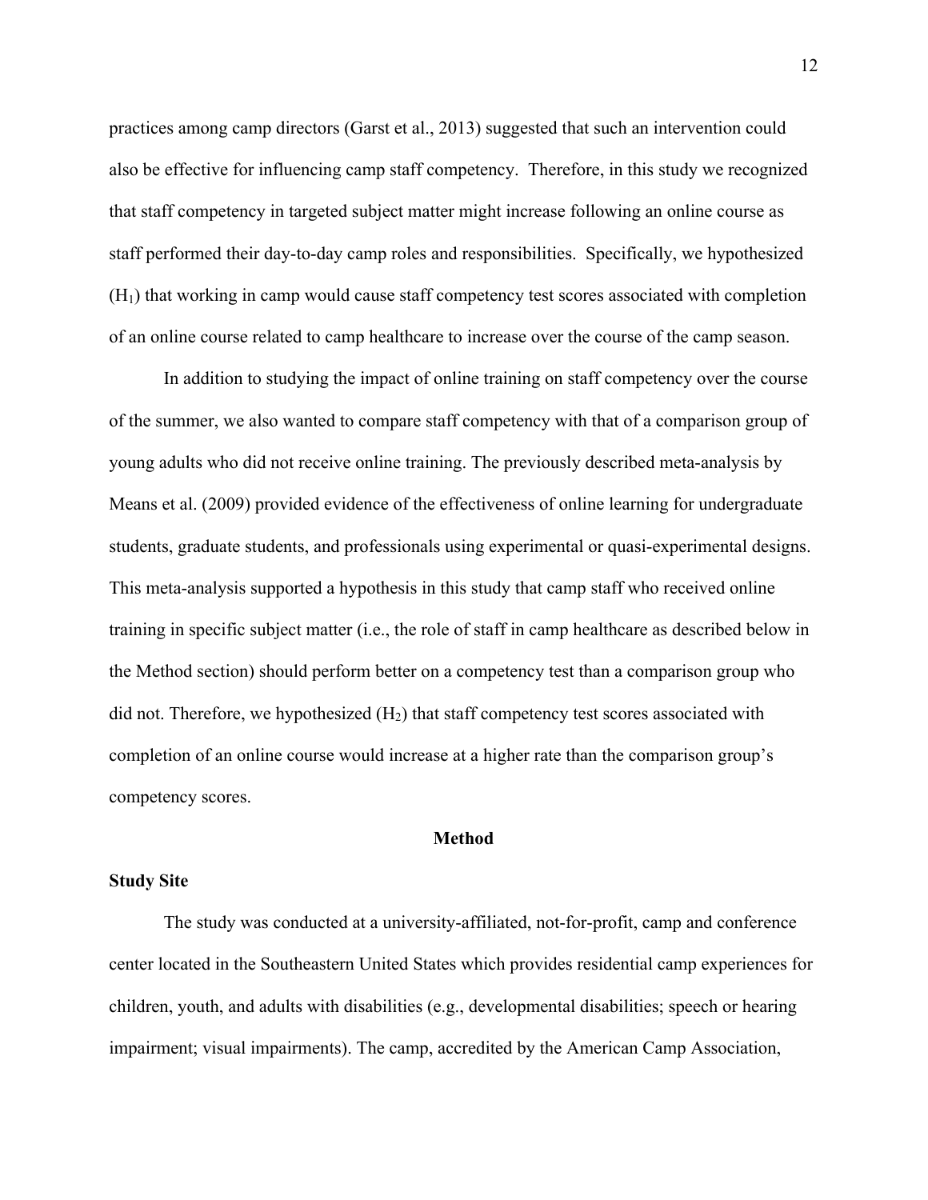practices among camp directors (Garst et al., 2013) suggested that such an intervention could also be effective for influencing camp staff competency. Therefore, in this study we recognized that staff competency in targeted subject matter might increase following an online course as staff performed their day-to-day camp roles and responsibilities. Specifically, we hypothesized ($H_1$) that working in camp would cause staff competency test scores associated with completion of an online course related to camp healthcare to increase over the course of the camp season.

In addition to studying the impact of online training on staff competency over the course of the summer, we also wanted to compare staff competency with that of a comparison group of young adults who did not receive online training. The previously described meta-analysis by Means et al. (2009) provided evidence of the effectiveness of online learning for undergraduate students, graduate students, and professionals using experimental or quasi-experimental designs. This meta-analysis supported a hypothesis in this study that camp staff who received online training in specific subject matter (i.e., the role of staff in camp healthcare as described below in the Method section) should perform better on a competency test than a comparison group who did not. Therefore, we hypothesized ($H_2$) that staff competency test scores associated with completion of an online course would increase at a higher rate than the comparison group's competency scores.

## Method

### Study Site

The study was conducted at a university-affiliated, not-for-profit, camp and conference center located in the Southeastern United States which provides residential camp experiences for children, youth, and adults with disabilities (e.g., developmental disabilities; speech or hearing impairment; visual impairments). The camp, accredited by the American Camp Association,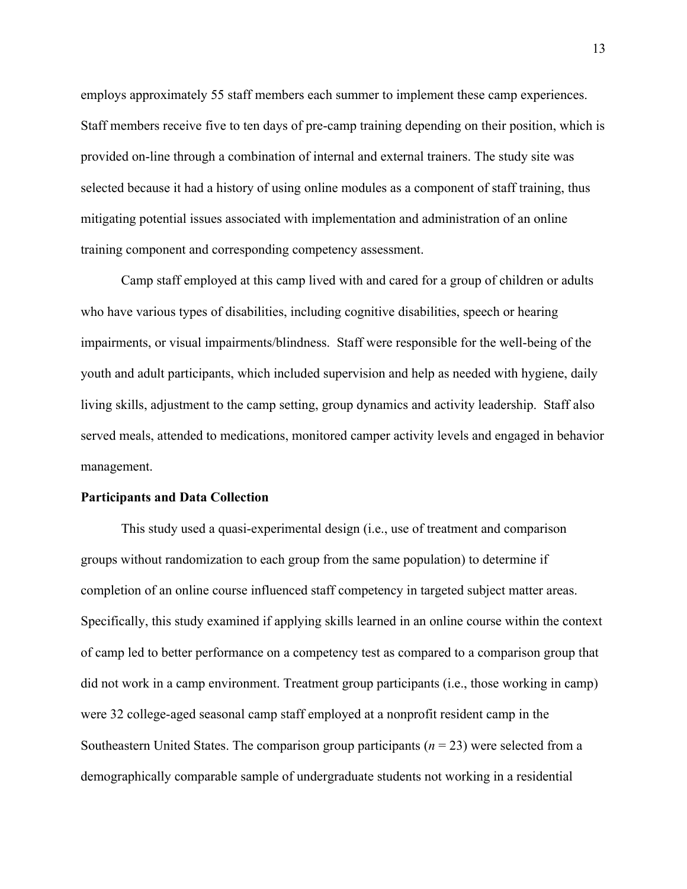employs approximately 55 staff members each summer to implement these camp experiences. Staff members receive five to ten days of pre-camp training depending on their position, which is provided on-line through a combination of internal and external trainers. The study site was selected because it had a history of using online modules as a component of staff training, thus mitigating potential issues associated with implementation and administration of an online training component and corresponding competency assessment.

Camp staff employed at this camp lived with and cared for a group of children or adults who have various types of disabilities, including cognitive disabilities, speech or hearing impairments, or visual impairments/blindness. Staff were responsible for the well-being of the youth and adult participants, which included supervision and help as needed with hygiene, daily living skills, adjustment to the camp setting, group dynamics and activity leadership. Staff also served meals, attended to medications, monitored camper activity levels and engaged in behavior management.

**Participants and Data Collection**

This study used a quasi-experimental design (i.e., use of treatment and comparison groups without randomization to each group from the same population) to determine if completion of an online course influenced staff competency in targeted subject matter areas. Specifically, this study examined if applying skills learned in an online course within the context of camp led to better performance on a competency test as compared to a comparison group that did not work in a camp environment. Treatment group participants (i.e., those working in camp) were 32 college-aged seasonal camp staff employed at a nonprofit resident camp in the Southeastern United States. The comparison group participants ($n$ = 23) were selected from a demographically comparable sample of undergraduate students not working in a residential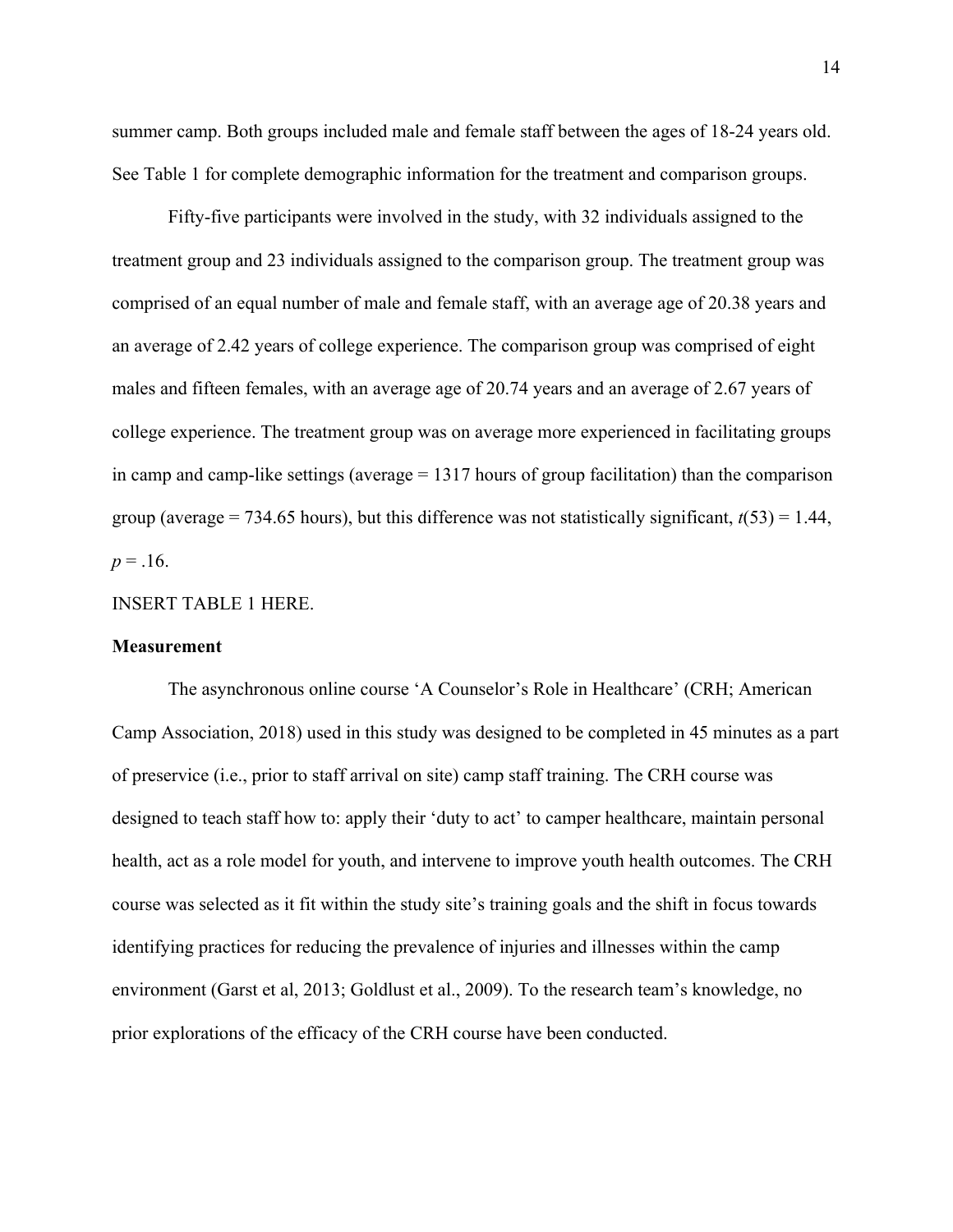summer camp. Both groups included male and female staff between the ages of 18-24 years old. See Table 1 for complete demographic information for the treatment and comparison groups.

Fifty-five participants were involved in the study, with 32 individuals assigned to the treatment group and 23 individuals assigned to the comparison group. The treatment group was comprised of an equal number of male and female staff, with an average age of 20.38 years and an average of 2.42 years of college experience. The comparison group was comprised of eight males and fifteen females, with an average age of 20.74 years and an average of 2.67 years of college experience. The treatment group was on average more experienced in facilitating groups in camp and camp-like settings (average = 1317 hours of group facilitation) than the comparison group (average = 734.65 hours), but this difference was not statistically significant, $t(53) = 1.44$, $p = .16$.

INSERT TABLE 1 HERE.

**Measurement**

The asynchronous online course 'A Counselor's Role in Healthcare' (CRH; American Camp Association, 2018) used in this study was designed to be completed in 45 minutes as a part of preservice (i.e., prior to staff arrival on site) camp staff training. The CRH course was designed to teach staff how to: apply their 'duty to act' to camper healthcare, maintain personal health, act as a role model for youth, and intervene to improve youth health outcomes. The CRH course was selected as it fit within the study site's training goals and the shift in focus towards identifying practices for reducing the prevalence of injuries and illnesses within the camp environment (Garst et al, 2013; Goldlust et al., 2009). To the research team's knowledge, no prior explorations of the efficacy of the CRH course have been conducted.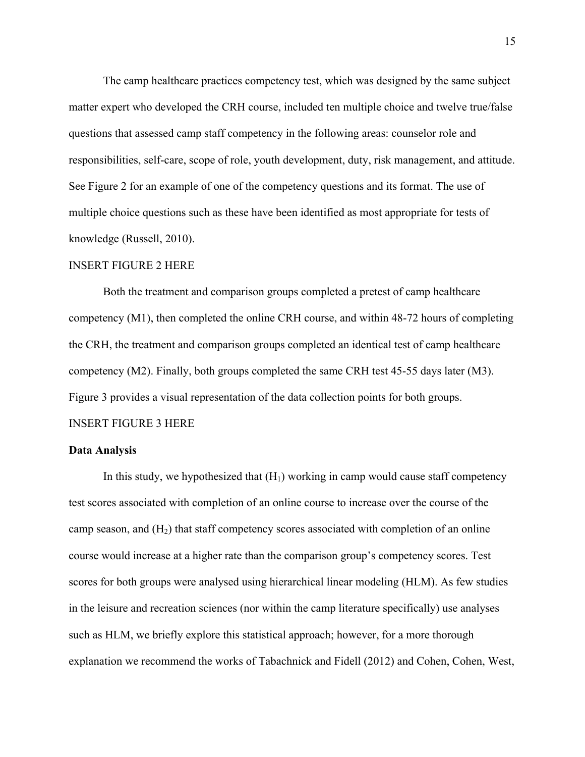The camp healthcare practices competency test, which was designed by the same subject matter expert who developed the CRH course, included ten multiple choice and twelve true/false questions that assessed camp staff competency in the following areas: counselor role and responsibilities, self-care, scope of role, youth development, duty, risk management, and attitude. See Figure 2 for an example of one of the competency questions and its format. The use of multiple choice questions such as these have been identified as most appropriate for tests of knowledge (Russell, 2010).

INSERT FIGURE 2 HERE

Both the treatment and comparison groups completed a pretest of camp healthcare competency (M1), then completed the online CRH course, and within 48-72 hours of completing the CRH, the treatment and comparison groups completed an identical test of camp healthcare competency (M2). Finally, both groups completed the same CRH test 45-55 days later (M3). Figure 3 provides a visual representation of the data collection points for both groups.

INSERT FIGURE 3 HERE

**Data Analysis**

In this study, we hypothesized that ($H_1$) working in camp would cause staff competency test scores associated with completion of an online course to increase over the course of the camp season, and ($H_2$) that staff competency scores associated with completion of an online course would increase at a higher rate than the comparison group's competency scores. Test scores for both groups were analysed using hierarchical linear modeling (HLM). As few studies in the leisure and recreation sciences (nor within the camp literature specifically) use analyses such as HLM, we briefly explore this statistical approach; however, for a more thorough explanation we recommend the works of Tabachnick and Fidell (2012) and Cohen, Cohen, West,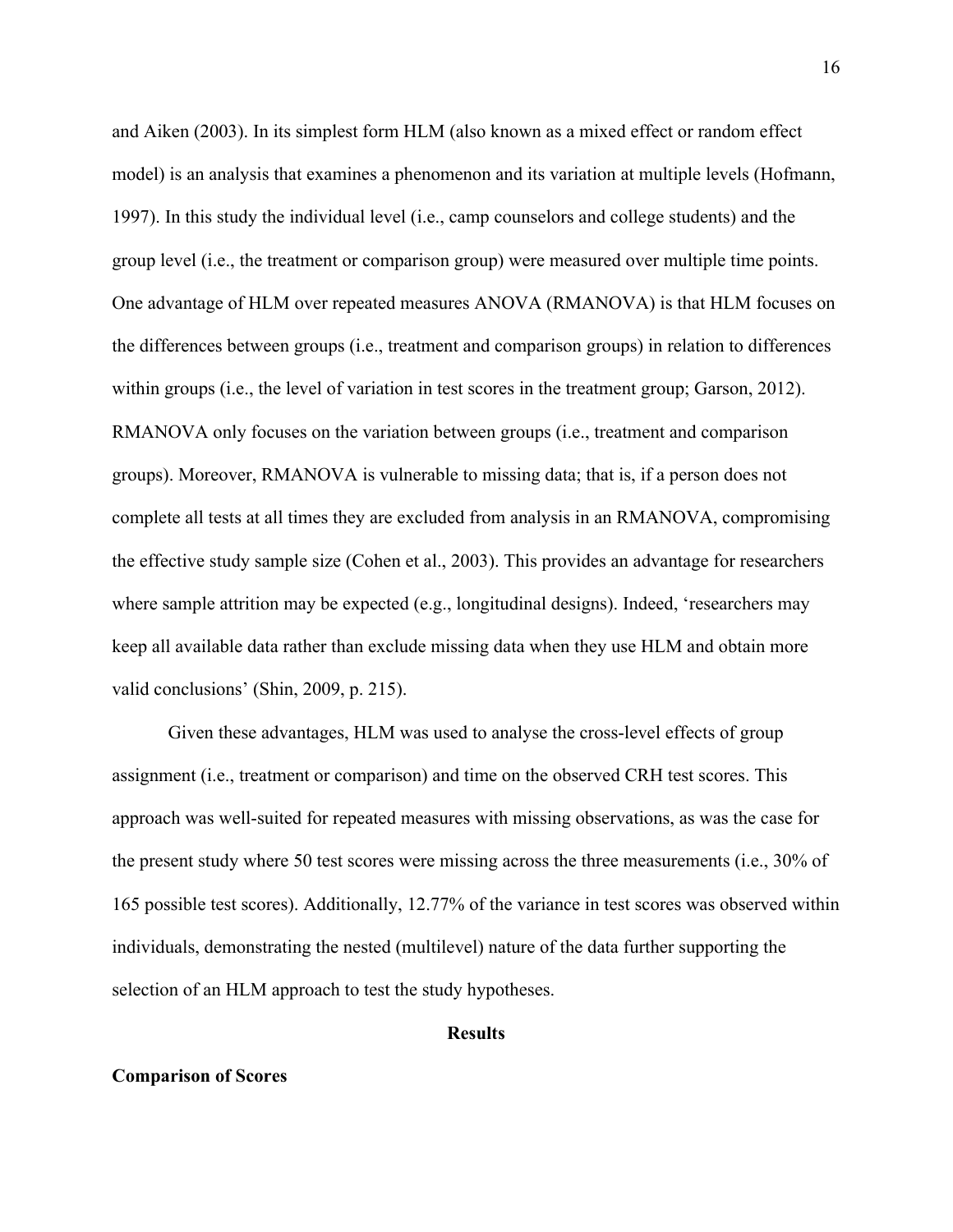and Aiken (2003). In its simplest form HLM (also known as a mixed effect or random effect model) is an analysis that examines a phenomenon and its variation at multiple levels (Hofmann, 1997). In this study the individual level (i.e., camp counselors and college students) and the group level (i.e., the treatment or comparison group) were measured over multiple time points. One advantage of HLM over repeated measures ANOVA (RMANOVA) is that HLM focuses on the differences between groups (i.e., treatment and comparison groups) in relation to differences within groups (i.e., the level of variation in test scores in the treatment group; Garson, 2012). RMANOVA only focuses on the variation between groups (i.e., treatment and comparison groups). Moreover, RMANOVA is vulnerable to missing data; that is, if a person does not complete all tests at all times they are excluded from analysis in an RMANOVA, compromising the effective study sample size (Cohen et al., 2003). This provides an advantage for researchers where sample attrition may be expected (e.g., longitudinal designs). Indeed, 'researchers may keep all available data rather than exclude missing data when they use HLM and obtain more valid conclusions' (Shin, 2009, p. 215).

Given these advantages, HLM was used to analyse the cross-level effects of group assignment (i.e., treatment or comparison) and time on the observed CRH test scores. This approach was well-suited for repeated measures with missing observations, as was the case for the present study where 50 test scores were missing across the three measurements (i.e., 30% of 165 possible test scores). Additionally, 12.77% of the variance in test scores was observed within individuals, demonstrating the nested (multilevel) nature of the data further supporting the selection of an HLM approach to test the study hypotheses.

## Results

### Comparison of Scores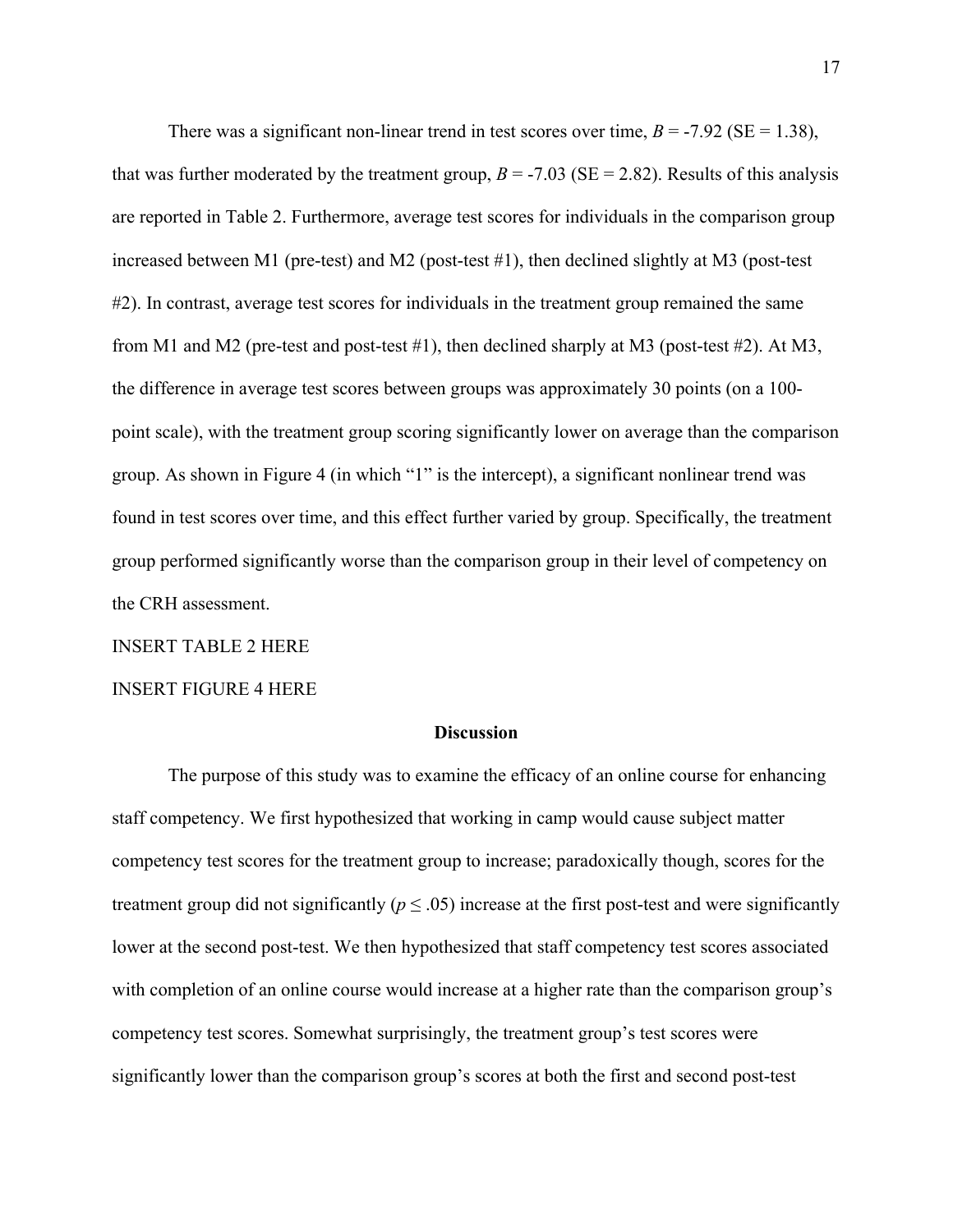There was a significant non-linear trend in test scores over time, $B = -7.92$ (SE = 1.38), that was further moderated by the treatment group, $B = -7.03$ (SE = 2.82). Results of this analysis are reported in Table 2. Furthermore, average test scores for individuals in the comparison group increased between M1 (pre-test) and M2 (post-test #1), then declined slightly at M3 (post-test #2). In contrast, average test scores for individuals in the treatment group remained the same from M1 and M2 (pre-test and post-test #1), then declined sharply at M3 (post-test #2). At M3, the difference in average test scores between groups was approximately 30 points (on a 100-point scale), with the treatment group scoring significantly lower on average than the comparison group. As shown in Figure 4 (in which "1" is the intercept), a significant nonlinear trend was found in test scores over time, and this effect further varied by group. Specifically, the treatment group performed significantly worse than the comparison group in their level of competency on the CRH assessment.

INSERT TABLE 2 HERE

INSERT FIGURE 4 HERE

## Discussion

The purpose of this study was to examine the efficacy of an online course for enhancing staff competency. We first hypothesized that working in camp would cause subject matter competency test scores for the treatment group to increase; paradoxically though, scores for the treatment group did not significantly ($p \leq .05$) increase at the first post-test and were significantly lower at the second post-test. We then hypothesized that staff competency test scores associated with completion of an online course would increase at a higher rate than the comparison group's competency test scores. Somewhat surprisingly, the treatment group's test scores were significantly lower than the comparison group's scores at both the first and second post-test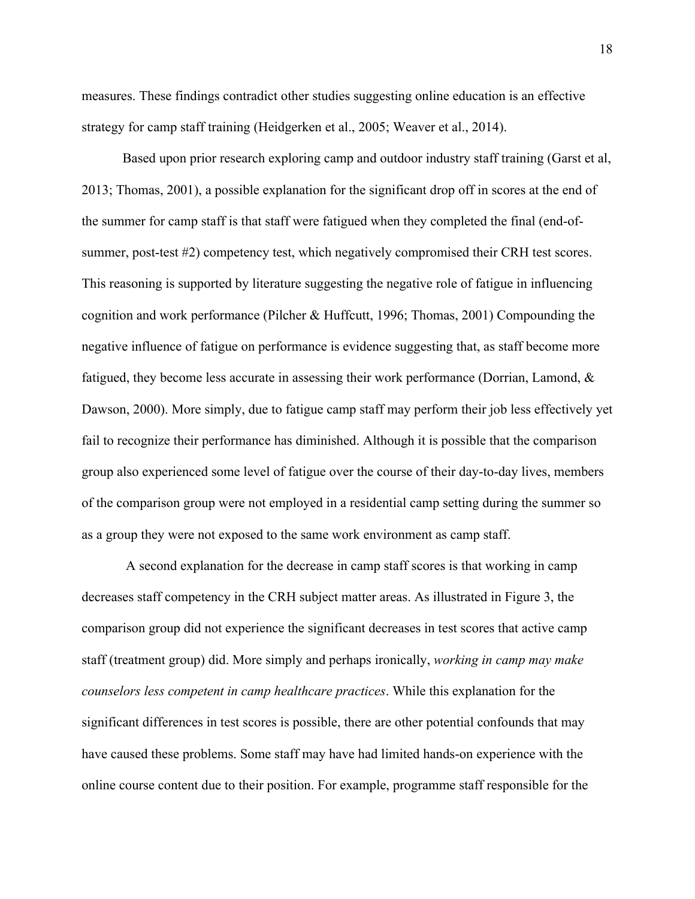measures. These findings contradict other studies suggesting online education is an effective strategy for camp staff training (Heidgerken et al., 2005; Weaver et al., 2014).

Based upon prior research exploring camp and outdoor industry staff training (Garst et al, 2013; Thomas, 2001), a possible explanation for the significant drop off in scores at the end of the summer for camp staff is that staff were fatigued when they completed the final (end-of-summer, post-test #2) competency test, which negatively compromised their CRH test scores. This reasoning is supported by literature suggesting the negative role of fatigue in influencing cognition and work performance (Pilcher & Huffcutt, 1996; Thomas, 2001) Compounding the negative influence of fatigue on performance is evidence suggesting that, as staff become more fatigued, they become less accurate in assessing their work performance (Dorrian, Lamond, & Dawson, 2000). More simply, due to fatigue camp staff may perform their job less effectively yet fail to recognize their performance has diminished. Although it is possible that the comparison group also experienced some level of fatigue over the course of their day-to-day lives, members of the comparison group were not employed in a residential camp setting during the summer so as a group they were not exposed to the same work environment as camp staff.

A second explanation for the decrease in camp staff scores is that working in camp decreases staff competency in the CRH subject matter areas. As illustrated in Figure 3, the comparison group did not experience the significant decreases in test scores that active camp staff (treatment group) did. More simply and perhaps ironically, *working in camp may make counselors less competent in camp healthcare practices*. While this explanation for the significant differences in test scores is possible, there are other potential confounds that may have caused these problems. Some staff may have had limited hands-on experience with the online course content due to their position. For example, programme staff responsible for the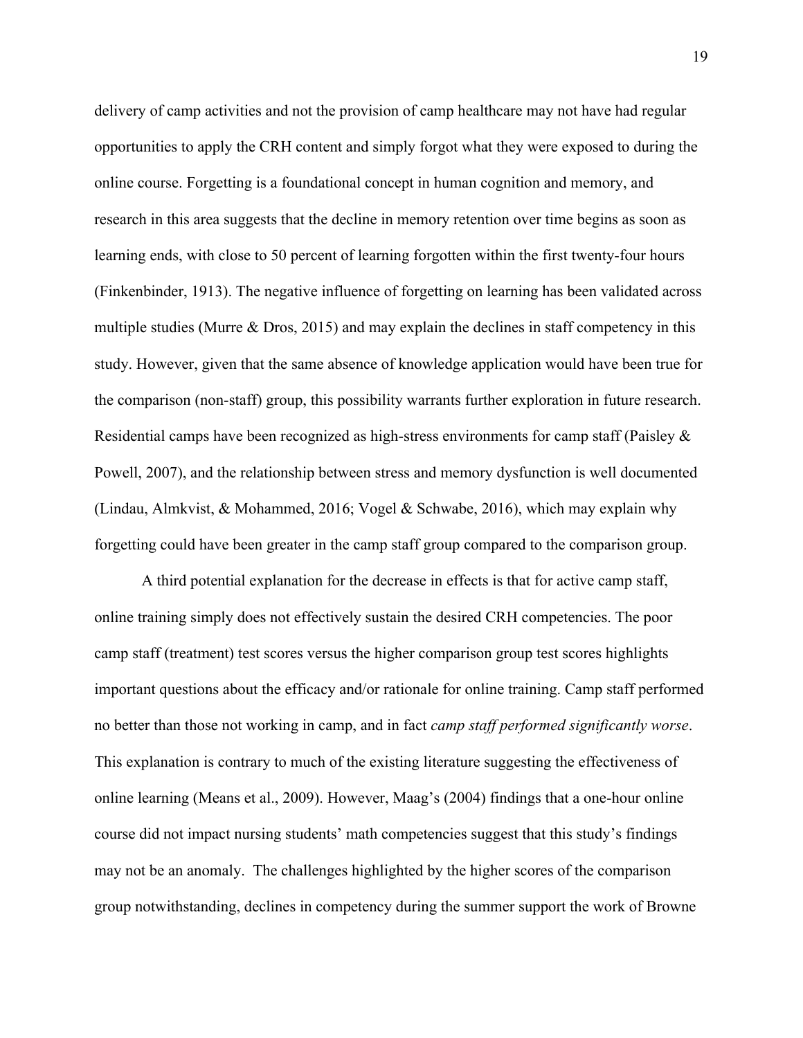delivery of camp activities and not the provision of camp healthcare may not have had regular opportunities to apply the CRH content and simply forgot what they were exposed to during the online course. Forgetting is a foundational concept in human cognition and memory, and research in this area suggests that the decline in memory retention over time begins as soon as learning ends, with close to 50 percent of learning forgotten within the first twenty-four hours (Finkenbinder, 1913). The negative influence of forgetting on learning has been validated across multiple studies (Murre & Dros, 2015) and may explain the declines in staff competency in this study. However, given that the same absence of knowledge application would have been true for the comparison (non-staff) group, this possibility warrants further exploration in future research. Residential camps have been recognized as high-stress environments for camp staff (Paisley & Powell, 2007), and the relationship between stress and memory dysfunction is well documented (Lindau, Almkvist, & Mohammed, 2016; Vogel & Schwabe, 2016), which may explain why forgetting could have been greater in the camp staff group compared to the comparison group.

A third potential explanation for the decrease in effects is that for active camp staff, online training simply does not effectively sustain the desired CRH competencies. The poor camp staff (treatment) test scores versus the higher comparison group test scores highlights important questions about the efficacy and/or rationale for online training. Camp staff performed no better than those not working in camp, and in fact *camp staff performed significantly worse*. This explanation is contrary to much of the existing literature suggesting the effectiveness of online learning (Means et al., 2009). However, Maag's (2004) findings that a one-hour online course did not impact nursing students' math competencies suggest that this study's findings may not be an anomaly. The challenges highlighted by the higher scores of the comparison group notwithstanding, declines in competency during the summer support the work of Browne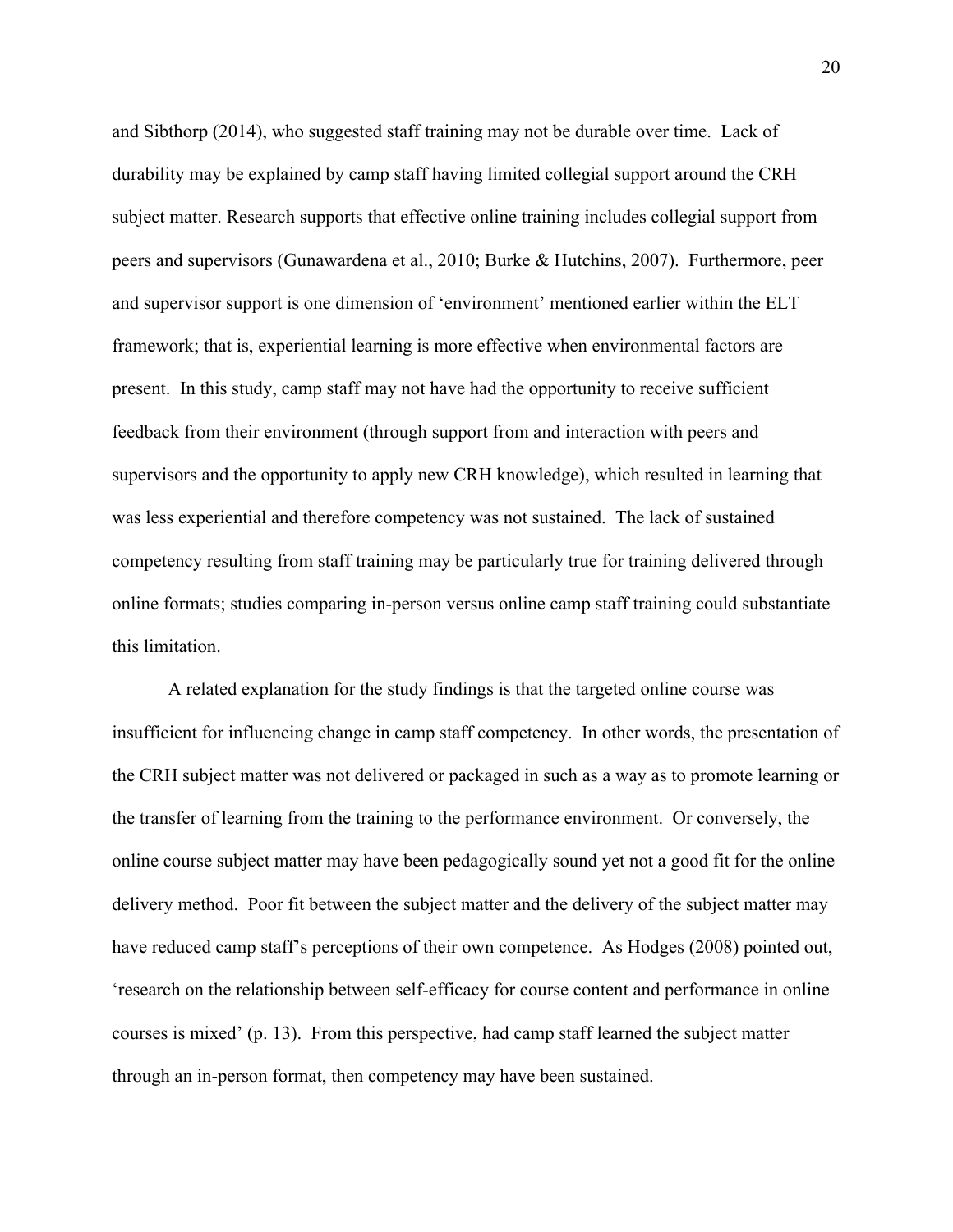and Sibthorp (2014), who suggested staff training may not be durable over time. Lack of durability may be explained by camp staff having limited collegial support around the CRH subject matter. Research supports that effective online training includes collegial support from peers and supervisors (Gunawardena et al., 2010; Burke & Hutchins, 2007). Furthermore, peer and supervisor support is one dimension of 'environment' mentioned earlier within the ELT framework; that is, experiential learning is more effective when environmental factors are present. In this study, camp staff may not have had the opportunity to receive sufficient feedback from their environment (through support from and interaction with peers and supervisors and the opportunity to apply new CRH knowledge), which resulted in learning that was less experiential and therefore competency was not sustained. The lack of sustained competency resulting from staff training may be particularly true for training delivered through online formats; studies comparing in-person versus online camp staff training could substantiate this limitation.

A related explanation for the study findings is that the targeted online course was insufficient for influencing change in camp staff competency. In other words, the presentation of the CRH subject matter was not delivered or packaged in such as a way as to promote learning or the transfer of learning from the training to the performance environment. Or conversely, the online course subject matter may have been pedagogically sound yet not a good fit for the online delivery method. Poor fit between the subject matter and the delivery of the subject matter may have reduced camp staff's perceptions of their own competence. As Hodges (2008) pointed out, 'research on the relationship between self-efficacy for course content and performance in online courses is mixed' (p. 13). From this perspective, had camp staff learned the subject matter through an in-person format, then competency may have been sustained.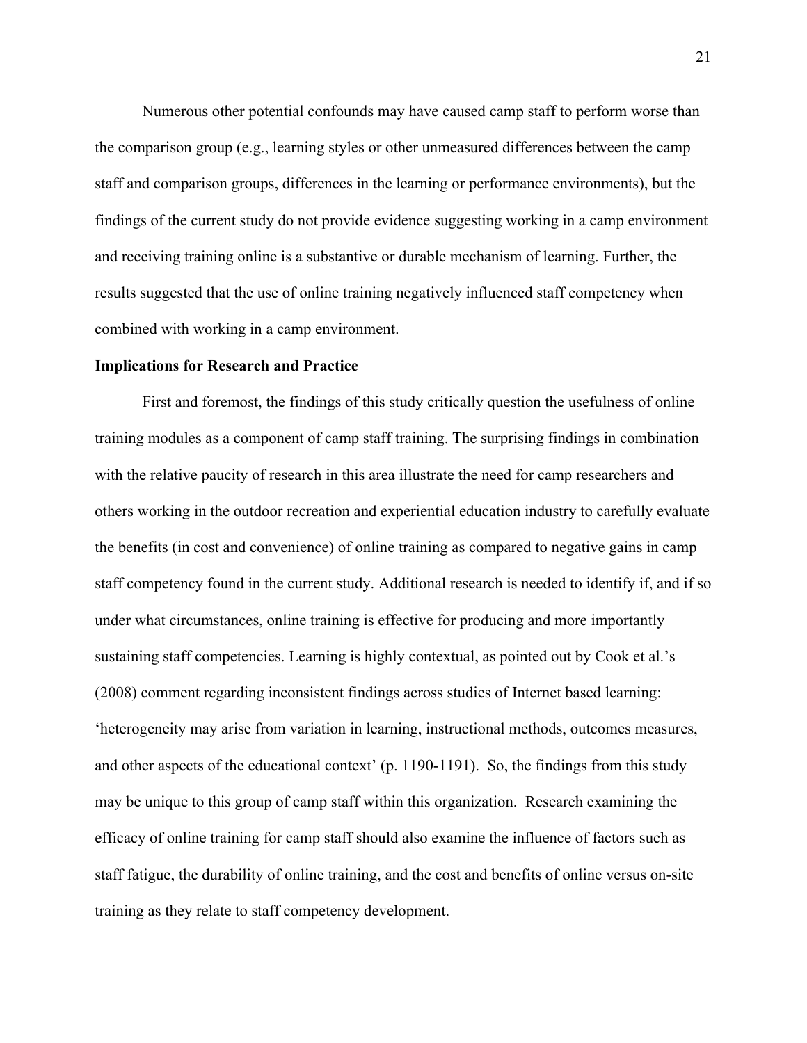Numerous other potential confounds may have caused camp staff to perform worse than the comparison group (e.g., learning styles or other unmeasured differences between the camp staff and comparison groups, differences in the learning or performance environments), but the findings of the current study do not provide evidence suggesting working in a camp environment and receiving training online is a substantive or durable mechanism of learning. Further, the results suggested that the use of online training negatively influenced staff competency when combined with working in a camp environment.

**Implications for Research and Practice**

First and foremost, the findings of this study critically question the usefulness of online training modules as a component of camp staff training. The surprising findings in combination with the relative paucity of research in this area illustrate the need for camp researchers and others working in the outdoor recreation and experiential education industry to carefully evaluate the benefits (in cost and convenience) of online training as compared to negative gains in camp staff competency found in the current study. Additional research is needed to identify if, and if so under what circumstances, online training is effective for producing and more importantly sustaining staff competencies. Learning is highly contextual, as pointed out by Cook et al.'s (2008) comment regarding inconsistent findings across studies of Internet based learning: 'heterogeneity may arise from variation in learning, instructional methods, outcomes measures, and other aspects of the educational context' (p. 1190-1191). So, the findings from this study may be unique to this group of camp staff within this organization. Research examining the efficacy of online training for camp staff should also examine the influence of factors such as staff fatigue, the durability of online training, and the cost and benefits of online versus on-site training as they relate to staff competency development.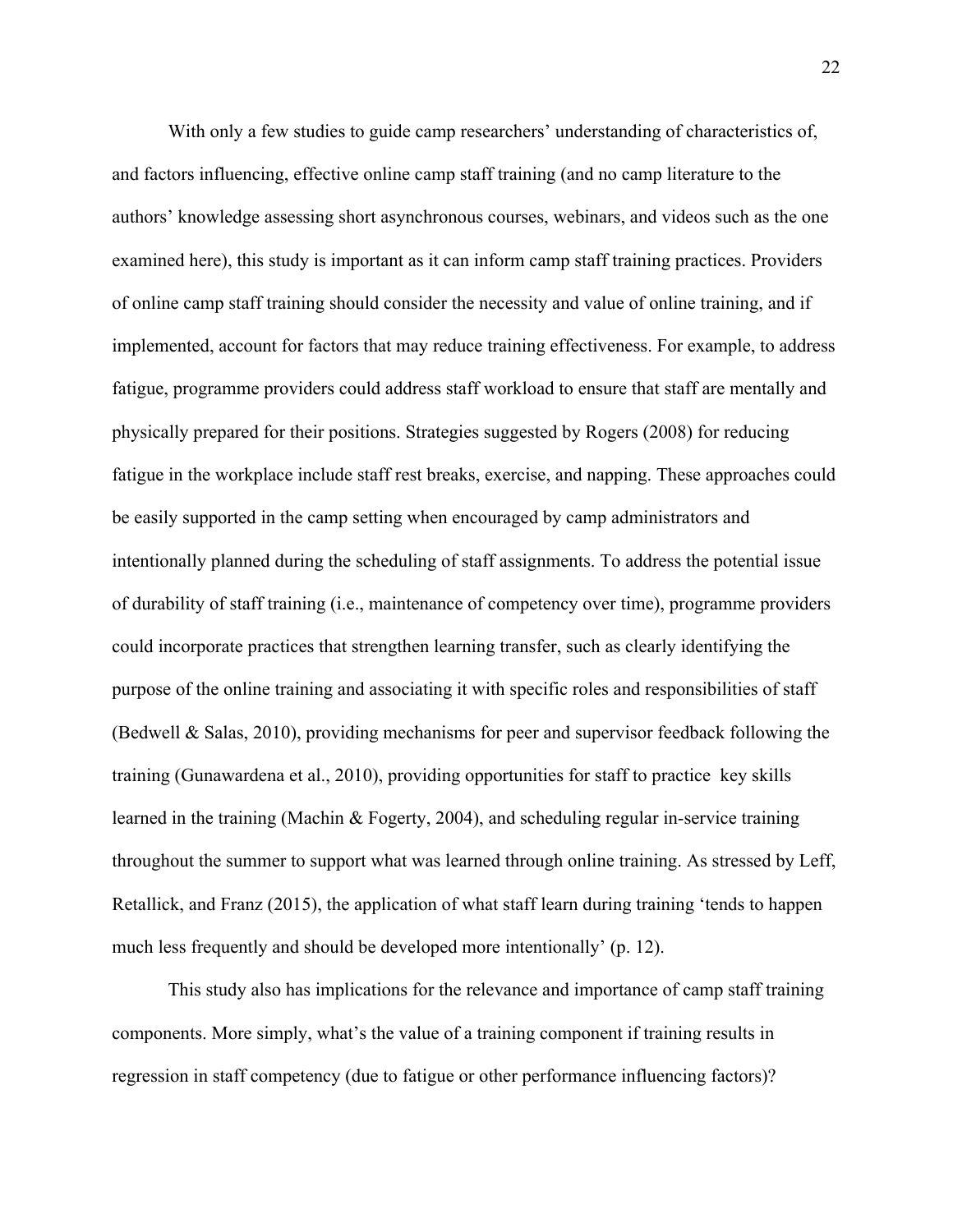With only a few studies to guide camp researchers' understanding of characteristics of, and factors influencing, effective online camp staff training (and no camp literature to the authors' knowledge assessing short asynchronous courses, webinars, and videos such as the one examined here), this study is important as it can inform camp staff training practices. Providers of online camp staff training should consider the necessity and value of online training, and if implemented, account for factors that may reduce training effectiveness. For example, to address fatigue, programme providers could address staff workload to ensure that staff are mentally and physically prepared for their positions. Strategies suggested by Rogers (2008) for reducing fatigue in the workplace include staff rest breaks, exercise, and napping. These approaches could be easily supported in the camp setting when encouraged by camp administrators and intentionally planned during the scheduling of staff assignments. To address the potential issue of durability of staff training (i.e., maintenance of competency over time), programme providers could incorporate practices that strengthen learning transfer, such as clearly identifying the purpose of the online training and associating it with specific roles and responsibilities of staff (Bedwell & Salas, 2010), providing mechanisms for peer and supervisor feedback following the training (Gunawardena et al., 2010), providing opportunities for staff to practice key skills learned in the training (Machin & Fogerty, 2004), and scheduling regular in-service training throughout the summer to support what was learned through online training. As stressed by Leff, Retallick, and Franz (2015), the application of what staff learn during training 'tends to happen much less frequently and should be developed more intentionally' (p. 12).

This study also has implications for the relevance and importance of camp staff training components. More simply, what's the value of a training component if training results in regression in staff competency (due to fatigue or other performance influencing factors)?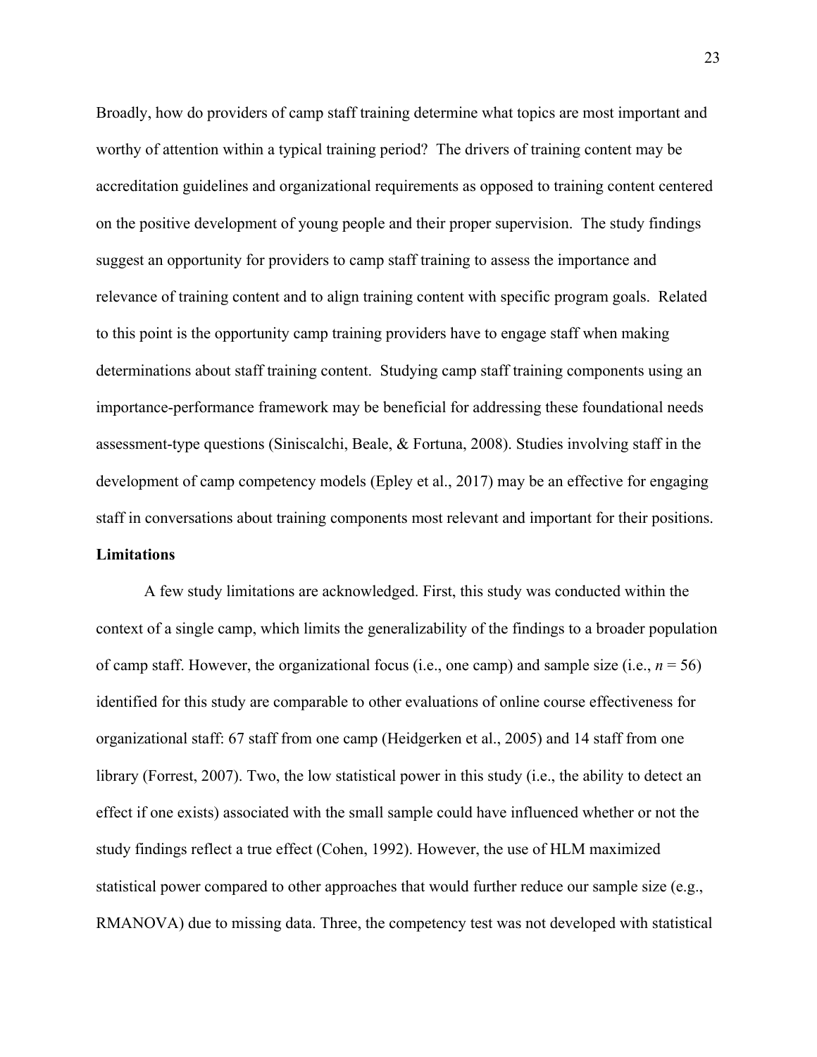Broadly, how do providers of camp staff training determine what topics are most important and worthy of attention within a typical training period? The drivers of training content may be accreditation guidelines and organizational requirements as opposed to training content centered on the positive development of young people and their proper supervision. The study findings suggest an opportunity for providers to camp staff training to assess the importance and relevance of training content and to align training content with specific program goals. Related to this point is the opportunity camp training providers have to engage staff when making determinations about staff training content. Studying camp staff training components using an importance-performance framework may be beneficial for addressing these foundational needs assessment-type questions (Siniscalchi, Beale, & Fortuna, 2008). Studies involving staff in the development of camp competency models (Epley et al., 2017) may be an effective for engaging staff in conversations about training components most relevant and important for their positions.

**Limitations**

A few study limitations are acknowledged. First, this study was conducted within the context of a single camp, which limits the generalizability of the findings to a broader population of camp staff. However, the organizational focus (i.e., one camp) and sample size (i.e., $n = 56$) identified for this study are comparable to other evaluations of online course effectiveness for organizational staff: 67 staff from one camp (Heidgerken et al., 2005) and 14 staff from one library (Forrest, 2007). Two, the low statistical power in this study (i.e., the ability to detect an effect if one exists) associated with the small sample could have influenced whether or not the study findings reflect a true effect (Cohen, 1992). However, the use of HLM maximized statistical power compared to other approaches that would further reduce our sample size (e.g., RMANOVA) due to missing data. Three, the competency test was not developed with statistical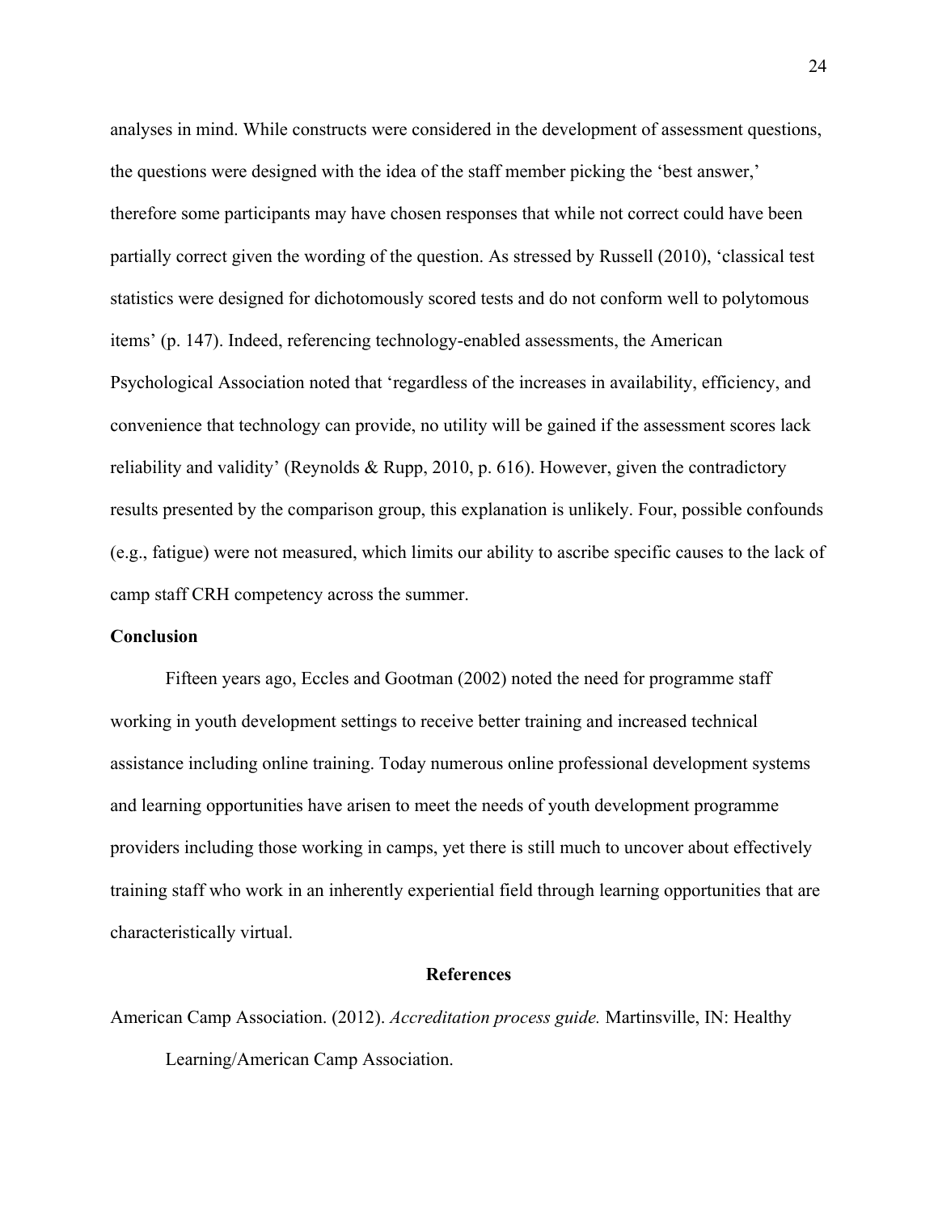analyses in mind. While constructs were considered in the development of assessment questions, the questions were designed with the idea of the staff member picking the 'best answer,' therefore some participants may have chosen responses that while not correct could have been partially correct given the wording of the question. As stressed by Russell (2010), 'classical test statistics were designed for dichotomously scored tests and do not conform well to polytomous items' (p. 147). Indeed, referencing technology-enabled assessments, the American Psychological Association noted that 'regardless of the increases in availability, efficiency, and convenience that technology can provide, no utility will be gained if the assessment scores lack reliability and validity' (Reynolds & Rupp, 2010, p. 616). However, given the contradictory results presented by the comparison group, this explanation is unlikely. Four, possible confounds (e.g., fatigue) were not measured, which limits our ability to ascribe specific causes to the lack of camp staff CRH competency across the summer.

## Conclusion

Fifteen years ago, Eccles and Gootman (2002) noted the need for programme staff working in youth development settings to receive better training and increased technical assistance including online training. Today numerous online professional development systems and learning opportunities have arisen to meet the needs of youth development programme providers including those working in camps, yet there is still much to uncover about effectively training staff who work in an inherently experiential field through learning opportunities that are characteristically virtual.

## References

American Camp Association. (2012). *Accreditation process guide.* Martinsville, IN: Healthy Learning/American Camp Association.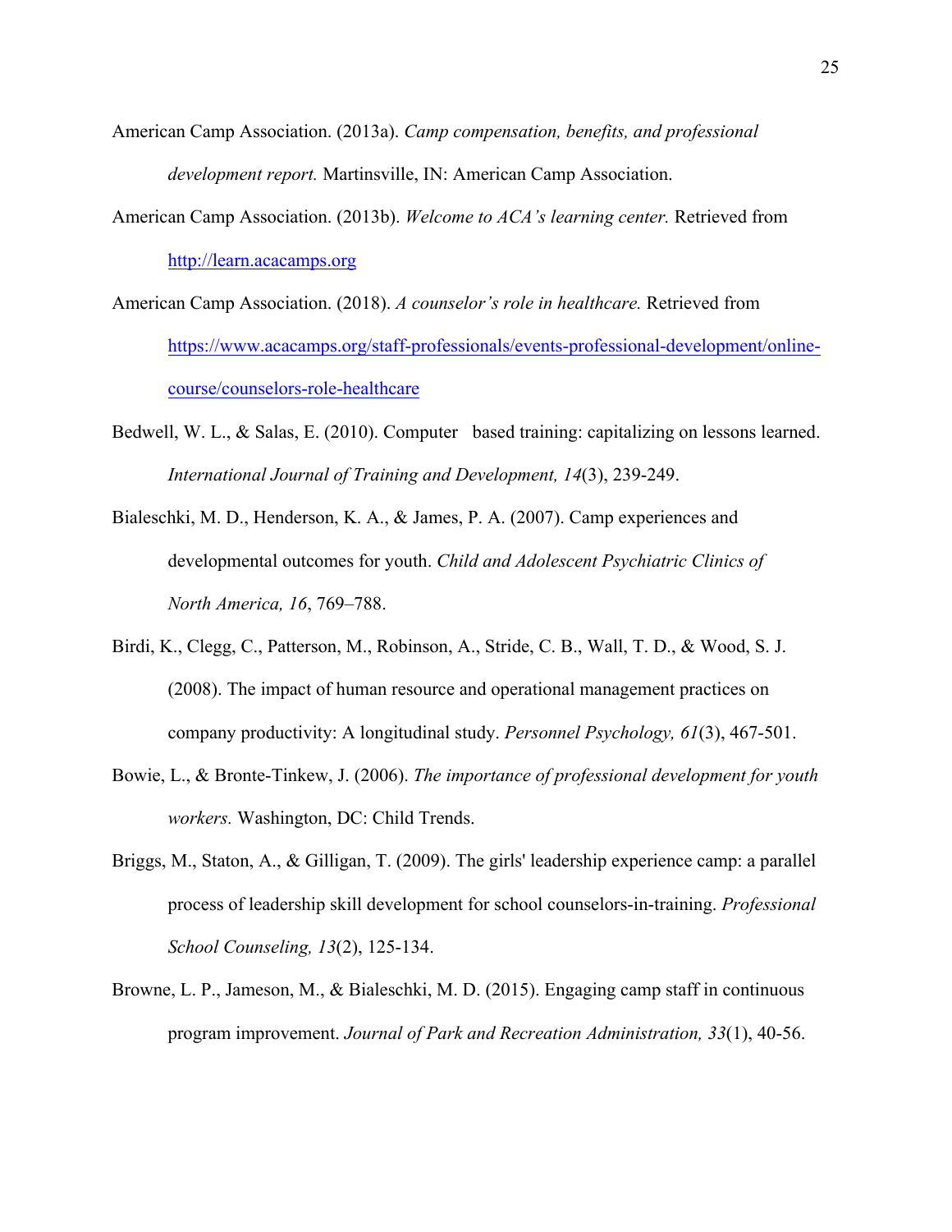American Camp Association. (2013a). *Camp compensation, benefits, and professional development report.* Martinsville, IN: American Camp Association.

American Camp Association. (2013b). *Welcome to ACA's learning center.* Retrieved from http://learn.acacamps.org

American Camp Association. (2018). *A counselor's role in healthcare.* Retrieved from https://www.acacamps.org/staff-professionals/events-professional-development/online-course/counselors-role-healthcare

Bedwell, W. L., & Salas, E. (2010). Computer based training: capitalizing on lessons learned. *International Journal of Training and Development, 14*(3), 239-249.

Bialeschki, M. D., Henderson, K. A., & James, P. A. (2007). Camp experiences and developmental outcomes for youth. *Child and Adolescent Psychiatric Clinics of North America, 16*, 769–788.

Birdi, K., Clegg, C., Patterson, M., Robinson, A., Stride, C. B., Wall, T. D., & Wood, S. J. (2008). The impact of human resource and operational management practices on company productivity: A longitudinal study. *Personnel Psychology, 61*(3), 467-501.

Bowie, L., & Bronte-Tinkew, J. (2006). *The importance of professional development for youth workers.* Washington, DC: Child Trends.

Briggs, M., Staton, A., & Gilligan, T. (2009). The girls' leadership experience camp: a parallel process of leadership skill development for school counselors-in-training. *Professional School Counseling, 13*(2), 125-134.

Browne, L. P., Jameson, M., & Bialeschki, M. D. (2015). Engaging camp staff in continuous program improvement. *Journal of Park and Recreation Administration, 33*(1), 40-56.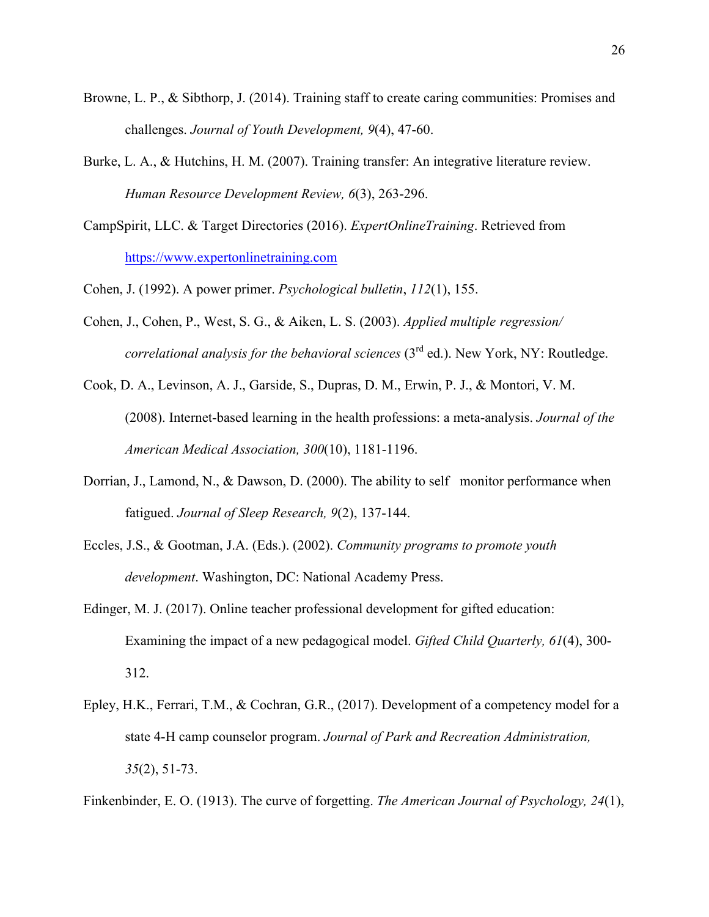Browne, L. P., & Sibthorp, J. (2014). Training staff to create caring communities: Promises and challenges. *Journal of Youth Development, 9*(4), 47-60.

Burke, L. A., & Hutchins, H. M. (2007). Training transfer: An integrative literature review. *Human Resource Development Review, 6*(3), 263-296.

CampSpirit, LLC. & Target Directories (2016). *ExpertOnlineTraining*. Retrieved from https://www.expertonlinetraining.com

Cohen, J. (1992). A power primer. *Psychological bulletin*, *112*(1), 155.

Cohen, J., Cohen, P., West, S. G., & Aiken, L. S. (2003). *Applied multiple regression/ correlational analysis for the behavioral sciences* (3rd ed.). New York, NY: Routledge.

Cook, D. A., Levinson, A. J., Garside, S., Dupras, D. M., Erwin, P. J., & Montori, V. M. (2008). Internet-based learning in the health professions: a meta-analysis. *Journal of the American Medical Association, 300*(10), 1181-1196.

Dorrian, J., Lamond, N., & Dawson, D. (2000). The ability to self monitor performance when fatigued. *Journal of Sleep Research, 9*(2), 137-144.

Eccles, J.S., & Gootman, J.A. (Eds.). (2002). *Community programs to promote youth development*. Washington, DC: National Academy Press.

Edinger, M. J. (2017). Online teacher professional development for gifted education: Examining the impact of a new pedagogical model. *Gifted Child Quarterly, 61*(4), 300-312.

Epley, H.K., Ferrari, T.M., & Cochran, G.R., (2017). Development of a competency model for a state 4-H camp counselor program. *Journal of Park and Recreation Administration, 35*(2), 51-73.

Finkenbinder, E. O. (1913). The curve of forgetting. *The American Journal of Psychology, 24*(1),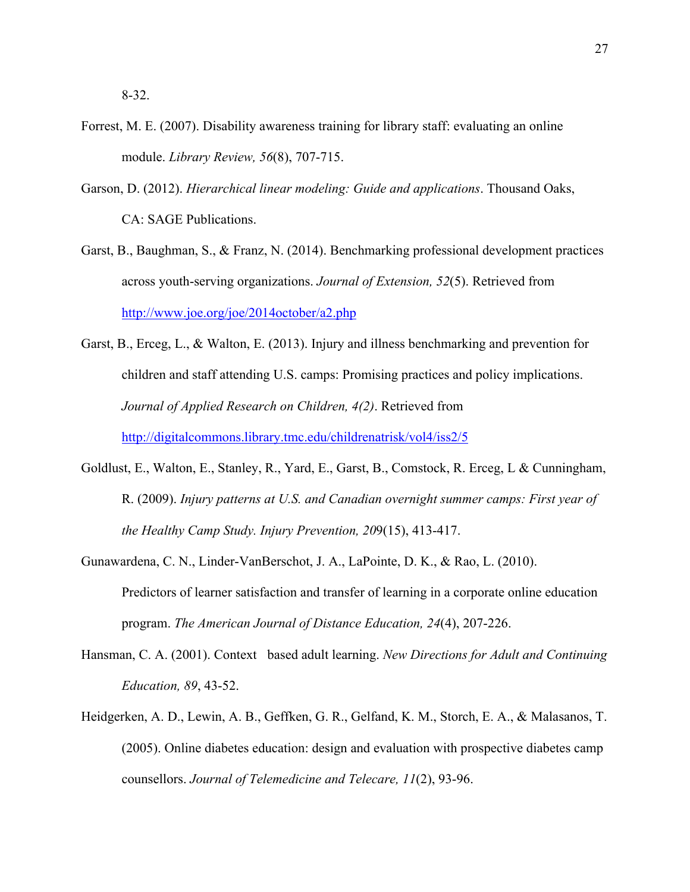8-32.

Forrest, M. E. (2007). Disability awareness training for library staff: evaluating an online module. *Library Review, 56*(8), 707-715.

Garson, D. (2012). *Hierarchical linear modeling: Guide and applications*. Thousand Oaks, CA: SAGE Publications.

Garst, B., Baughman, S., & Franz, N. (2014). Benchmarking professional development practices across youth-serving organizations. *Journal of Extension, 52*(5). Retrieved from http://www.joe.org/joe/2014october/a2.php

Garst, B., Erceg, L., & Walton, E. (2013). Injury and illness benchmarking and prevention for children and staff attending U.S. camps: Promising practices and policy implications. *Journal of Applied Research on Children, 4(2)*. Retrieved from http://digitalcommons.library.tmc.edu/childrenatrisk/vol4/iss2/5

Goldlust, E., Walton, E., Stanley, R., Yard, E., Garst, B., Comstock, R. Erceg, L & Cunningham, R. (2009). *Injury patterns at U.S. and Canadian overnight summer camps: First year of the Healthy Camp Study. Injury Prevention, 20*9(15), 413-417.

Gunawardena, C. N., Linder-VanBerschot, J. A., LaPointe, D. K., & Rao, L. (2010). Predictors of learner satisfaction and transfer of learning in a corporate online education program. *The American Journal of Distance Education, 24*(4), 207-226.

Hansman, C. A. (2001). Context based adult learning. *New Directions for Adult and Continuing Education, 89*, 43-52.

Heidgerken, A. D., Lewin, A. B., Geffken, G. R., Gelfand, K. M., Storch, E. A., & Malasanos, T. (2005). Online diabetes education: design and evaluation with prospective diabetes camp counsellors. *Journal of Telemedicine and Telecare, 11*(2), 93-96.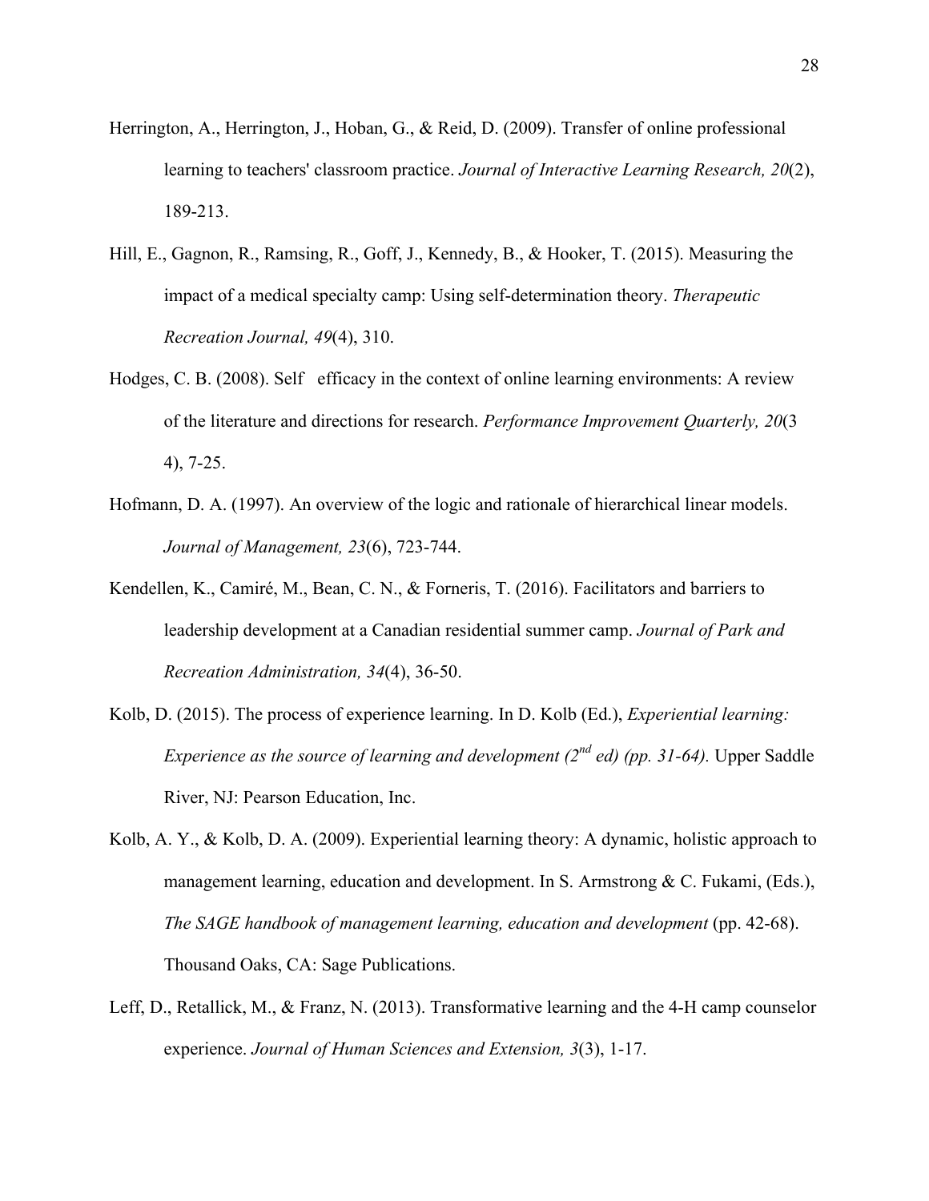Herrington, A., Herrington, J., Hoban, G., & Reid, D. (2009). Transfer of online professional learning to teachers' classroom practice. *Journal of Interactive Learning Research, 20*(2), 189-213.

Hill, E., Gagnon, R., Ramsing, R., Goff, J., Kennedy, B., & Hooker, T. (2015). Measuring the impact of a medical specialty camp: Using self-determination theory. *Therapeutic Recreation Journal, 49*(4), 310.

Hodges, C. B. (2008). Self efficacy in the context of online learning environments: A review of the literature and directions for research. *Performance Improvement Quarterly, 20*(3 4), 7-25.

Hofmann, D. A. (1997). An overview of the logic and rationale of hierarchical linear models. *Journal of Management, 23*(6), 723-744.

Kendellen, K., Camiré, M., Bean, C. N., & Forneris, T. (2016). Facilitators and barriers to leadership development at a Canadian residential summer camp. *Journal of Park and Recreation Administration, 34*(4), 36-50.

Kolb, D. (2015). The process of experience learning. In D. Kolb (Ed.), *Experiential learning: Experience as the source of learning and development (2nd ed) (pp. 31-64).* Upper Saddle River, NJ: Pearson Education, Inc.

Kolb, A. Y., & Kolb, D. A. (2009). Experiential learning theory: A dynamic, holistic approach to management learning, education and development. In S. Armstrong & C. Fukami, (Eds.), *The SAGE handbook of management learning, education and development* (pp. 42-68). Thousand Oaks, CA: Sage Publications.

Leff, D., Retallick, M., & Franz, N. (2013). Transformative learning and the 4-H camp counselor experience. *Journal of Human Sciences and Extension, 3*(3), 1-17.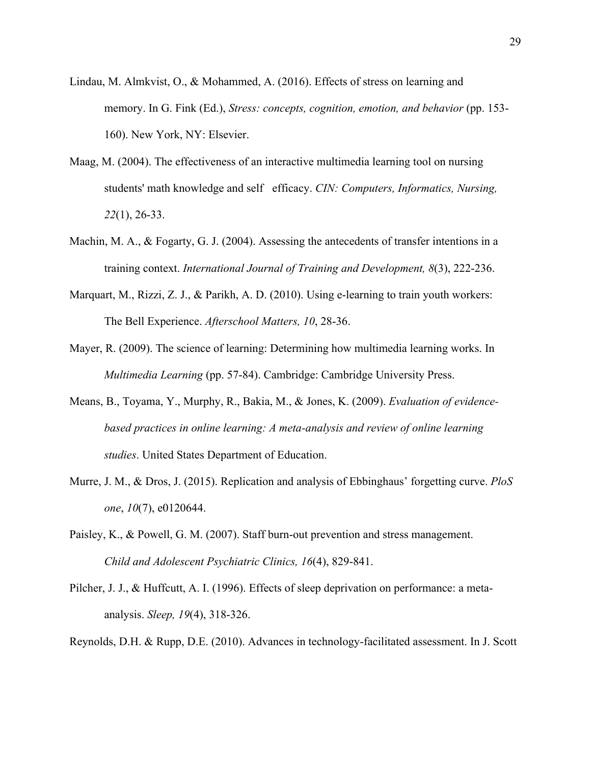Lindau, M. Almkvist, O., & Mohammed, A. (2016). Effects of stress on learning and memory. In G. Fink (Ed.), *Stress: concepts, cognition, emotion, and behavior* (pp. 153-160). New York, NY: Elsevier.

Maag, M. (2004). The effectiveness of an interactive multimedia learning tool on nursing students' math knowledge and self efficacy. *CIN: Computers, Informatics, Nursing, 22*(1), 26-33.

Machin, M. A., & Fogarty, G. J. (2004). Assessing the antecedents of transfer intentions in a training context. *International Journal of Training and Development, 8*(3), 222-236.

Marquart, M., Rizzi, Z. J., & Parikh, A. D. (2010). Using e-learning to train youth workers: The Bell Experience. *Afterschool Matters, 10*, 28-36.

Mayer, R. (2009). The science of learning: Determining how multimedia learning works. In *Multimedia Learning* (pp. 57-84). Cambridge: Cambridge University Press.

Means, B., Toyama, Y., Murphy, R., Bakia, M., & Jones, K. (2009). *Evaluation of evidence-based practices in online learning: A meta-analysis and review of online learning studies*. United States Department of Education.

Murre, J. M., & Dros, J. (2015). Replication and analysis of Ebbinghaus' forgetting curve. *PloS one*, *10*(7), e0120644.

Paisley, K., & Powell, G. M. (2007). Staff burn-out prevention and stress management. *Child and Adolescent Psychiatric Clinics, 16*(4), 829-841.

Pilcher, J. J., & Huffcutt, A. I. (1996). Effects of sleep deprivation on performance: a meta-analysis. *Sleep, 19*(4), 318-326.

Reynolds, D.H. & Rupp, D.E. (2010). Advances in technology-facilitated assessment. In J. Scott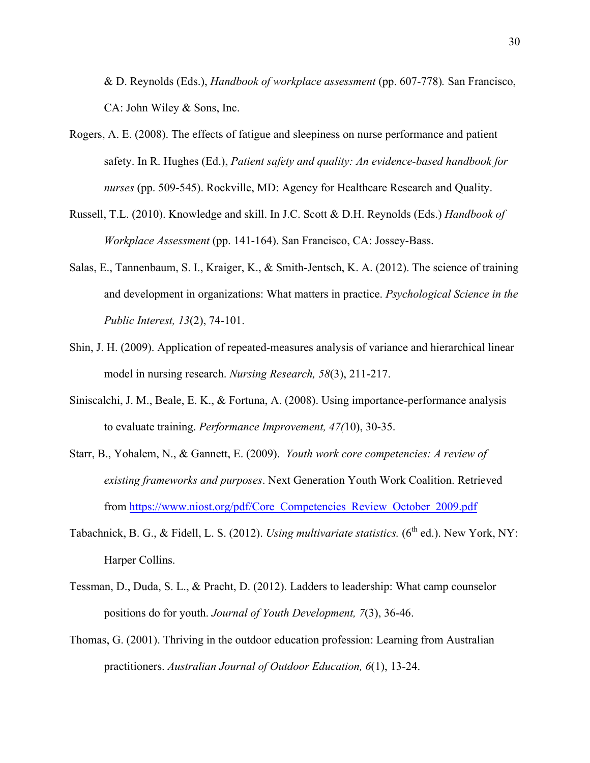& D. Reynolds (Eds.), *Handbook of workplace assessment* (pp. 607-778)*.* San Francisco, CA: John Wiley & Sons, Inc.

Rogers, A. E. (2008). The effects of fatigue and sleepiness on nurse performance and patient safety. In R. Hughes (Ed.), *Patient safety and quality: An evidence-based handbook for nurses* (pp. 509-545). Rockville, MD: Agency for Healthcare Research and Quality.

Russell, T.L. (2010). Knowledge and skill. In J.C. Scott & D.H. Reynolds (Eds.) *Handbook of Workplace Assessment* (pp. 141-164). San Francisco, CA: Jossey-Bass.

Salas, E., Tannenbaum, S. I., Kraiger, K., & Smith-Jentsch, K. A. (2012). The science of training and development in organizations: What matters in practice. *Psychological Science in the Public Interest, 13*(2), 74-101.

Shin, J. H. (2009). Application of repeated-measures analysis of variance and hierarchical linear model in nursing research. *Nursing Research, 58*(3), 211-217.

Siniscalchi, J. M., Beale, E. K., & Fortuna, A. (2008). Using importance-performance analysis to evaluate training. *Performance Improvement, 47(*10), 30-35.

Starr, B., Yohalem, N., & Gannett, E. (2009). *Youth work core competencies: A review of existing frameworks and purposes*. Next Generation Youth Work Coalition. Retrieved from https://www.niost.org/pdf/Core_Competencies_Review_October_2009.pdf

Tabachnick, B. G., & Fidell, L. S. (2012). *Using multivariate statistics.* (6th ed.). New York, NY: Harper Collins.

Tessman, D., Duda, S. L., & Pracht, D. (2012). Ladders to leadership: What camp counselor positions do for youth. *Journal of Youth Development, 7*(3), 36-46.

Thomas, G. (2001). Thriving in the outdoor education profession: Learning from Australian practitioners. *Australian Journal of Outdoor Education, 6*(1), 13-24.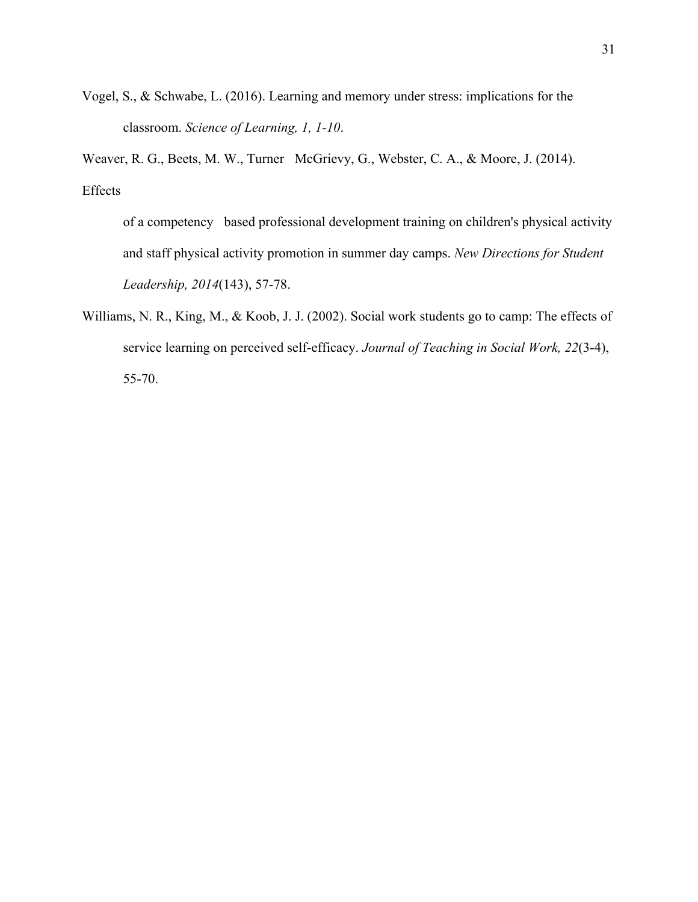Vogel, S., & Schwabe, L. (2016). Learning and memory under stress: implications for the classroom. *Science of Learning, 1, 1-10*.

Weaver, R. G., Beets, M. W., Turner McGrievy, G., Webster, C. A., & Moore, J. (2014). Effects of a competency based professional development training on children's physical activity and staff physical activity promotion in summer day camps. *New Directions for Student Leadership, 2014*(143), 57-78.

Williams, N. R., King, M., & Koob, J. J. (2002). Social work students go to camp: The effects of service learning on perceived self-efficacy. *Journal of Teaching in Social Work, 22*(3-4), 55-70.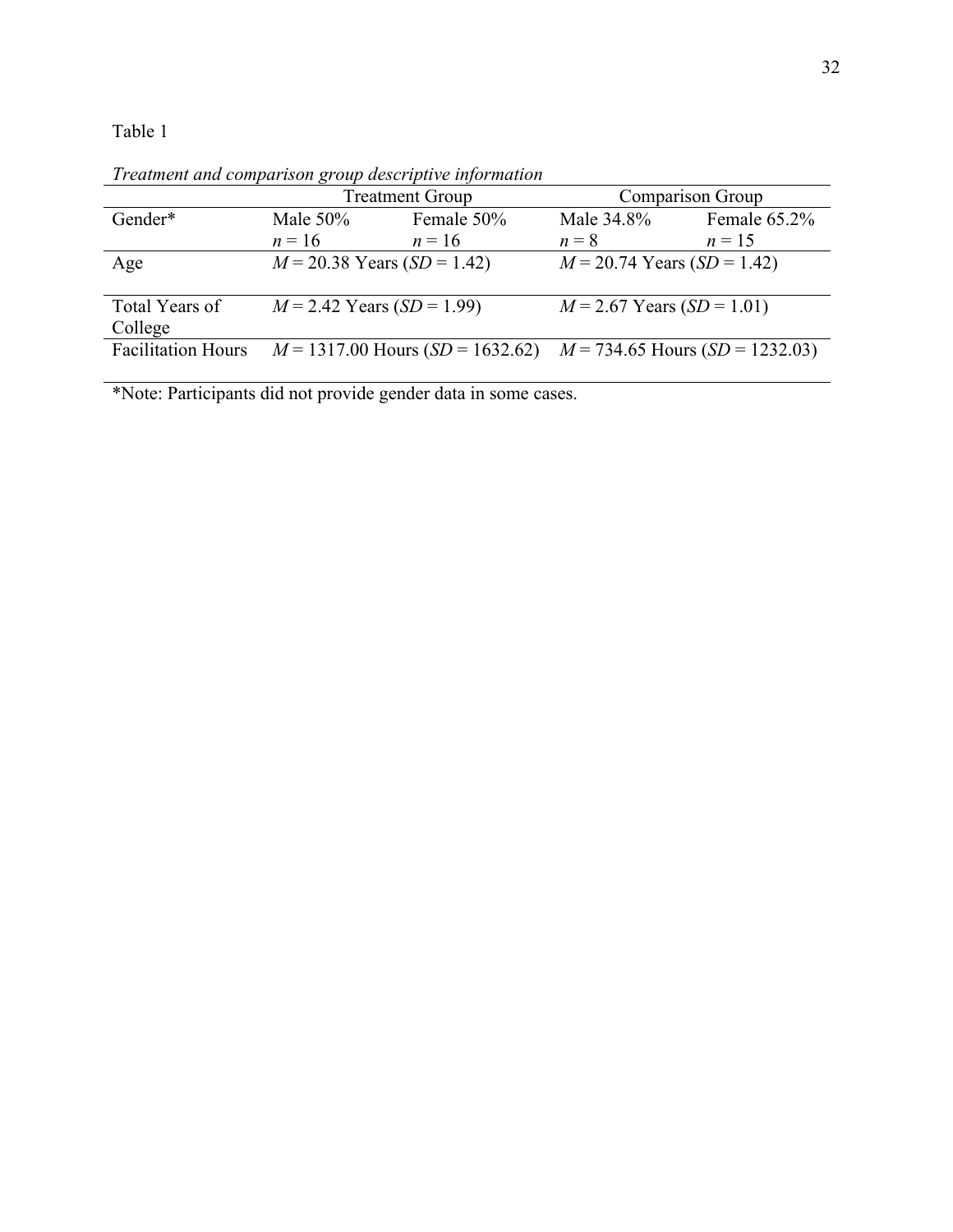Table 1

*Treatment and comparison group descriptive information*

| | Treatment Group | | Comparison Group | |
|---|---|---|---|---|
| Gender* | Male 50% $n = 16$ | Female 50% $n = 16$ | Male 34.8% $n = 8$ | Female 65.2% $n = 15$ |
| Age | $M = 20.38$ Years ($SD = 1.42$) | | $M = 20.74$ Years ($SD = 1.42$) | |
| Total Years of College | $M = 2.42$ Years ($SD = 1.99$) | | $M = 2.67$ Years ($SD = 1.01$) | |
| Facilitation Hours | $M = 1317.00$ Hours ($SD = 1632.62$) | | $M = 734.65$ Hours ($SD = 1232.03$) | |

*Note: Participants did not provide gender data in some cases.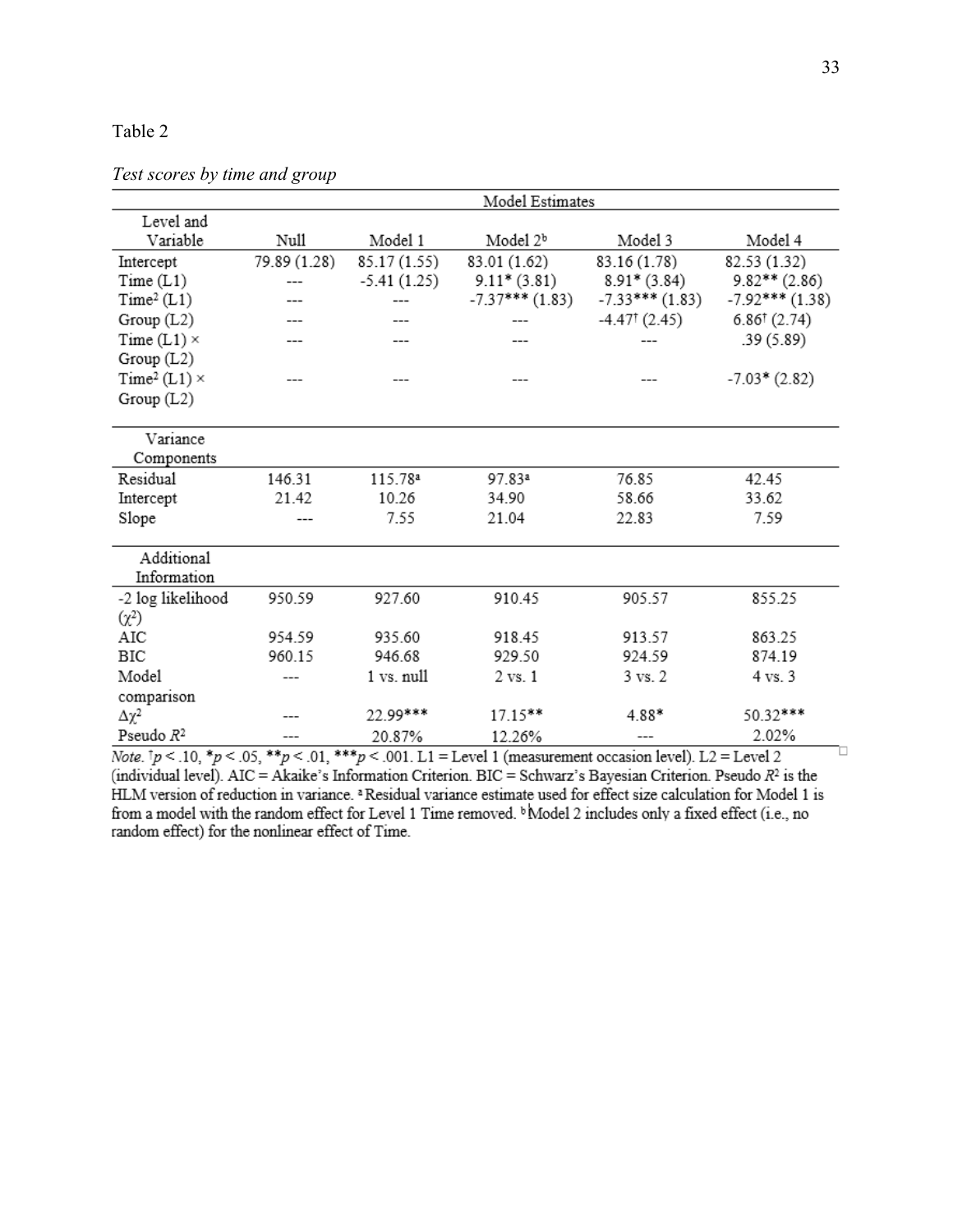Table 2

*Test scores by time and group*

| Level and Variable | Model Estimates | | | | |
|---|---|---|---|---|---|
| | Null | Model 1 | Model 2[b] | Model 3 | Model 4 |
| Intercept | 79.89 (1.28) | 85.17 (1.55) | 83.01 (1.62) | 83.16 (1.78) | 82.53 (1.32) |
| Time (L1) | --- | -5.41 (1.25) | 9.11* (3.81) | 8.91* (3.84) | 9.82** (2.86) |
| $Time^2$ (L1) | --- | --- | -7.37*** (1.83) | -7.33*** (1.83) | -7.92*** (1.38) |
| Group (L2) | --- | --- | --- | -4.47† (2.45) | 6.86† (2.74) |
| Time (L1) × Group (L2) | --- | --- | --- | --- | .39 (5.89) |
| $Time^2$ (L1) × Group (L2) | --- | --- | --- | --- | -7.03* (2.82) |
| **Variance Components** | | | | | |
| Residual | 146.31 | 115.78[a] | 97.83[a] | 76.85 | 42.45 |
| Intercept | 21.42 | 10.26 | 34.90 | 58.66 | 33.62 |
| Slope | --- | 7.55 | 21.04 | 22.83 | 7.59 |
| **Additional Information** | | | | | |
| -2 log likelihood ($\chi^2$) | 950.59 | 927.60 | 910.45 | 905.57 | 855.25 |
| AIC | 954.59 | 935.60 | 918.45 | 913.57 | 863.25 |
| BIC | 960.15 | 946.68 | 929.50 | 924.59 | 874.19 |
| Model comparison | --- | 1 vs. null | 2 vs. 1 | 3 vs. 2 | 4 vs. 3 |
| $\Delta\chi^2$ | --- | 22.99*** | 17.15** | 4.88* | 50.32*** |
| Pseudo $R^2$ | --- | 20.87% | 12.26% | --- | 2.02% |

*Note.* †$p < .10$, *$p < .05$, **$p < .01$, ***$p < .001$. L1 = Level 1 (measurement occasion level). L2 = Level 2 (individual level). AIC = Akaike's Information Criterion. BIC = Schwarz's Bayesian Criterion. Pseudo $R^2$ is the HLM version of reduction in variance. [a] Residual variance estimate used for effect size calculation for Model 1 is from a model with the random effect for Level 1 Time removed. [b] Model 2 includes only a fixed effect (i.e., no random effect) for the nonlinear effect of Time.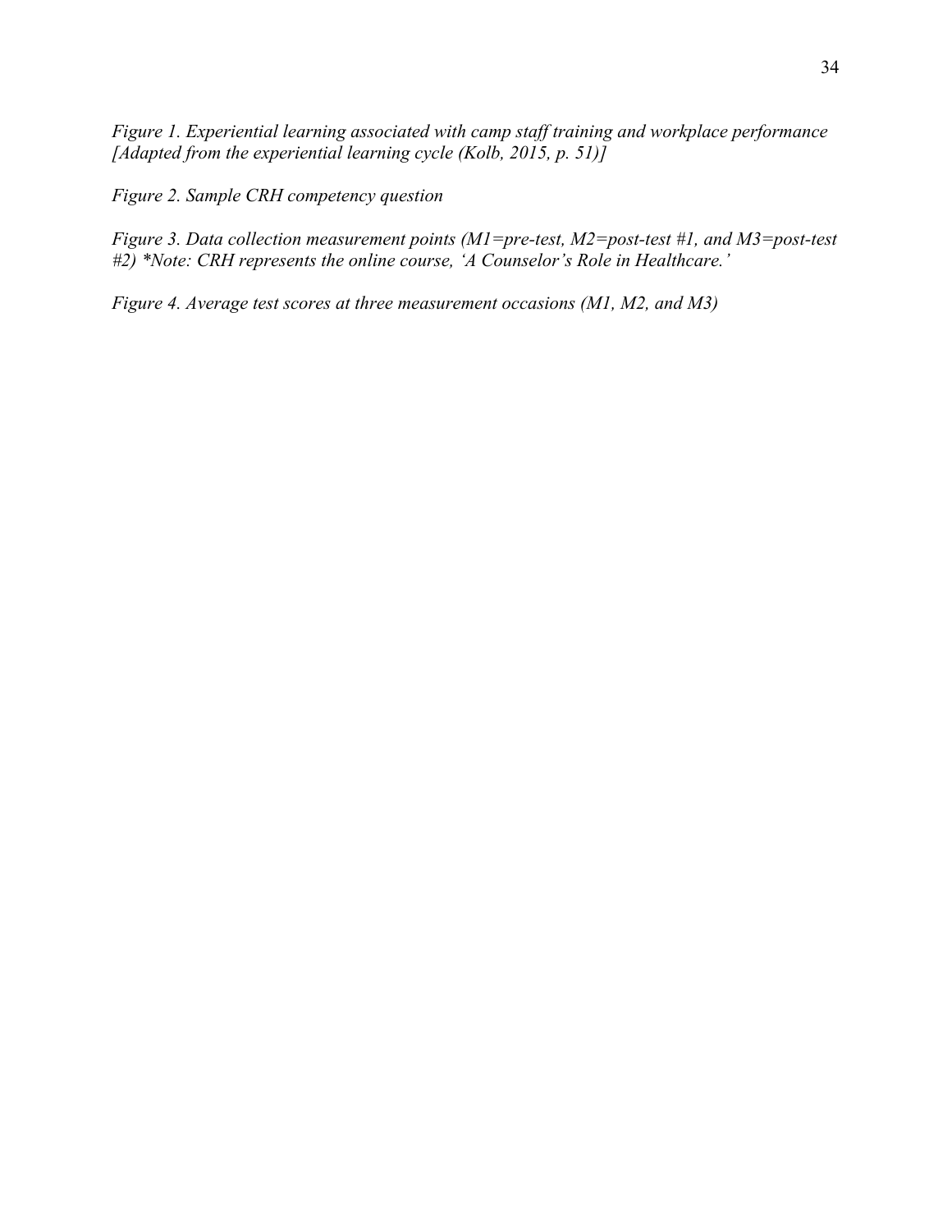*Figure 1. Experiential learning associated with camp staff training and workplace performance [Adapted from the experiential learning cycle (Kolb, 2015, p. 51)]*

*Figure 2. Sample CRH competency question*

*Figure 3. Data collection measurement points (M1=pre-test, M2=post-test #1, and M3=post-test #2) *Note: CRH represents the online course, 'A Counselor's Role in Healthcare.'*

*Figure 4. Average test scores at three measurement occasions (M1, M2, and M3)*